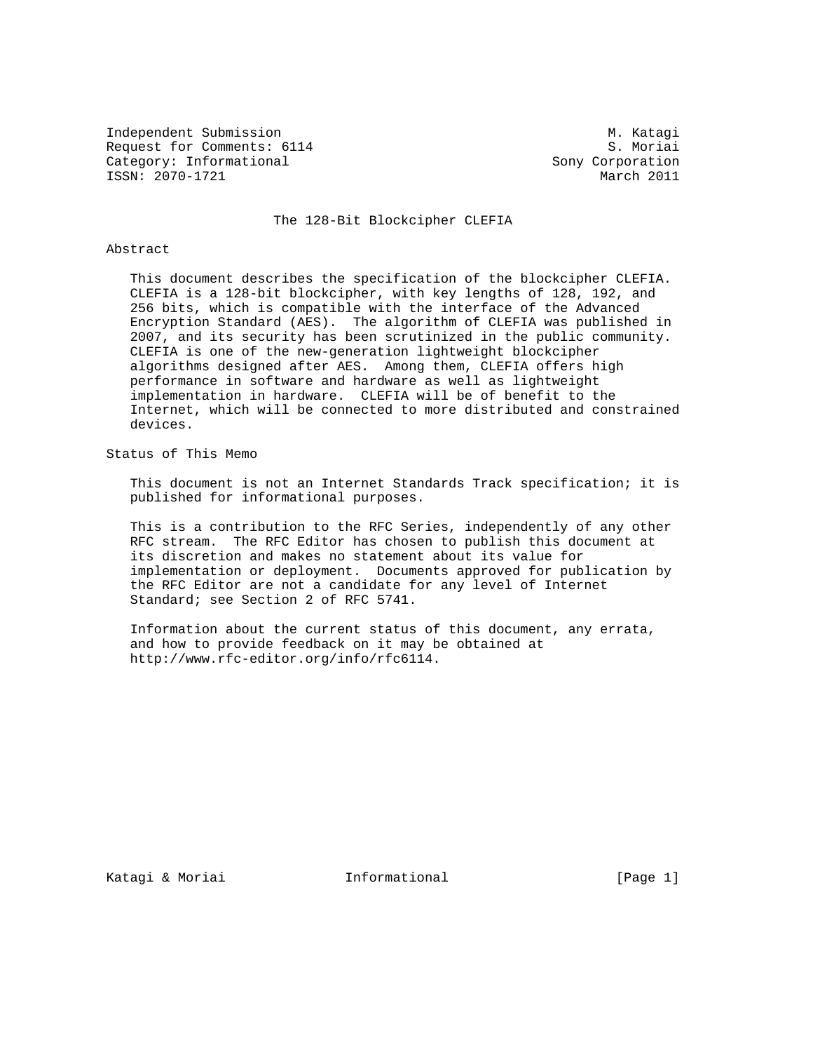Independent Submission M. Katagi
Request for Comments: 6114 S. Moriai
Category: Informational Sony Corporation
ISSN: 2070-1721 March 2011

# The 128-Bit Blockcipher CLEFIA

## Abstract

This document describes the specification of the blockcipher CLEFIA. CLEFIA is a 128-bit blockcipher, with key lengths of 128, 192, and 256 bits, which is compatible with the interface of the Advanced Encryption Standard (AES). The algorithm of CLEFIA was published in 2007, and its security has been scrutinized in the public community. CLEFIA is one of the new-generation lightweight blockcipher algorithms designed after AES. Among them, CLEFIA offers high performance in software and hardware as well as lightweight implementation in hardware. CLEFIA will be of benefit to the Internet, which will be connected to more distributed and constrained devices.

## Status of This Memo

This document is not an Internet Standards Track specification; it is published for informational purposes.

This is a contribution to the RFC Series, independently of any other RFC stream. The RFC Editor has chosen to publish this document at its discretion and makes no statement about its value for implementation or deployment. Documents approved for publication by the RFC Editor are not a candidate for any level of Internet Standard; see Section 2 of RFC 5741.

Information about the current status of this document, any errata, and how to provide feedback on it may be obtained at http://www.rfc-editor.org/info/rfc6114.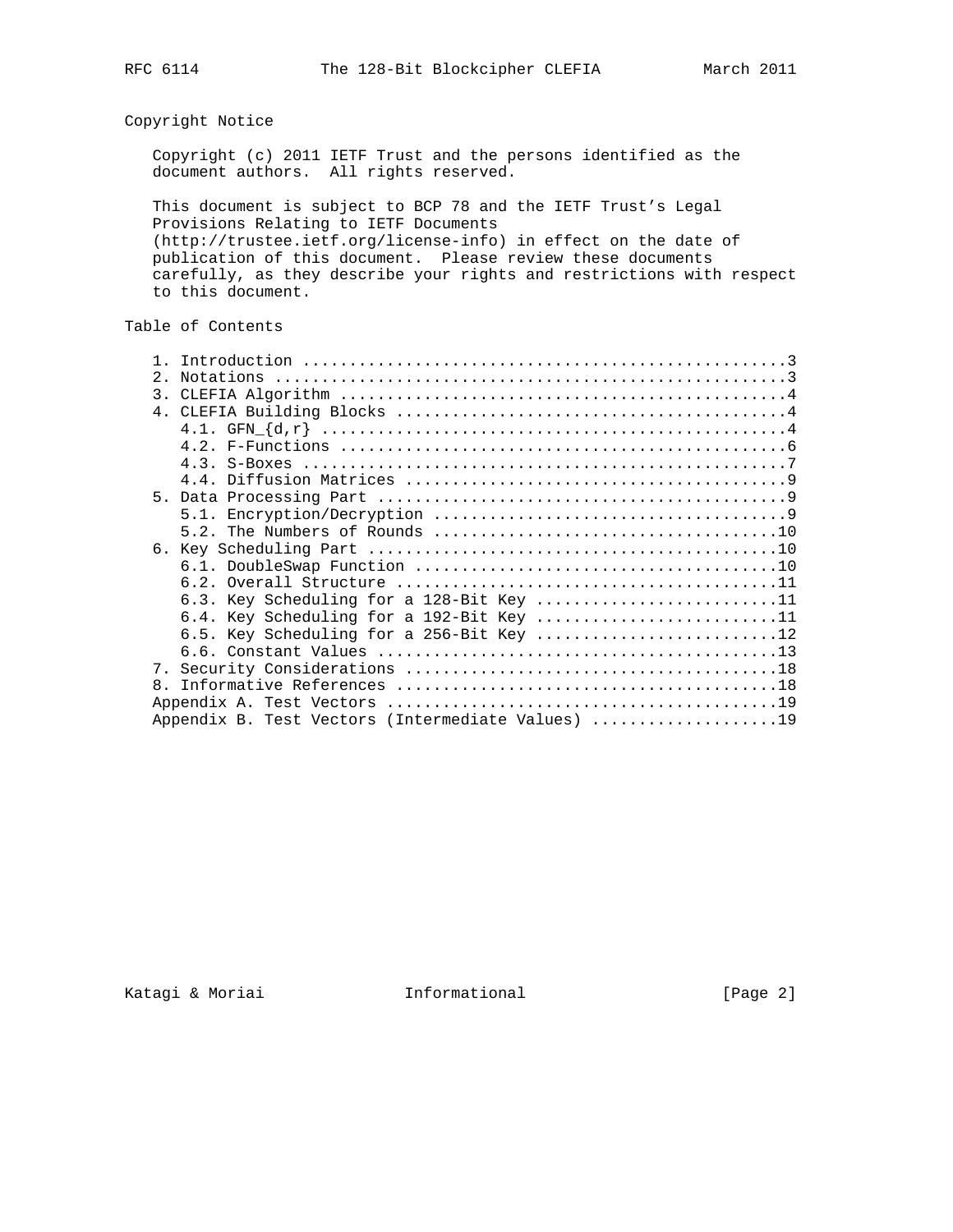## Copyright Notice

Copyright (c) 2011 IETF Trust and the persons identified as the document authors. All rights reserved.

This document is subject to BCP 78 and the IETF Trust's Legal Provisions Relating to IETF Documents (http://trustee.ietf.org/license-info) in effect on the date of publication of this document. Please review these documents carefully, as they describe your rights and restrictions with respect to this document.

## Table of Contents

```
   1. Introduction ....................................................3
   2. Notations .......................................................3
   3. CLEFIA Algorithm ................................................4
   4. CLEFIA Building Blocks ..........................................4
      4.1. GFN_{d,r} ..................................................4
      4.2. F-Functions ................................................6
      4.3. S-Boxes ....................................................7
      4.4. Diffusion Matrices .........................................9
   5. Data Processing Part ............................................9
      5.1. Encryption/Decryption ......................................9
      5.2. The Numbers of Rounds .....................................10
   6. Key Scheduling Part ............................................10
      6.1. DoubleSwap Function .......................................10
      6.2. Overall Structure .........................................11
      6.3. Key Scheduling for a 128-Bit Key ..........................11
      6.4. Key Scheduling for a 192-Bit Key ..........................11
      6.5. Key Scheduling for a 256-Bit Key ..........................12
      6.6. Constant Values ...........................................13
   7. Security Considerations ........................................18
   8. Informative References .........................................18
   Appendix A. Test Vectors ..........................................19
   Appendix B. Test Vectors (Intermediate Values) ....................19
```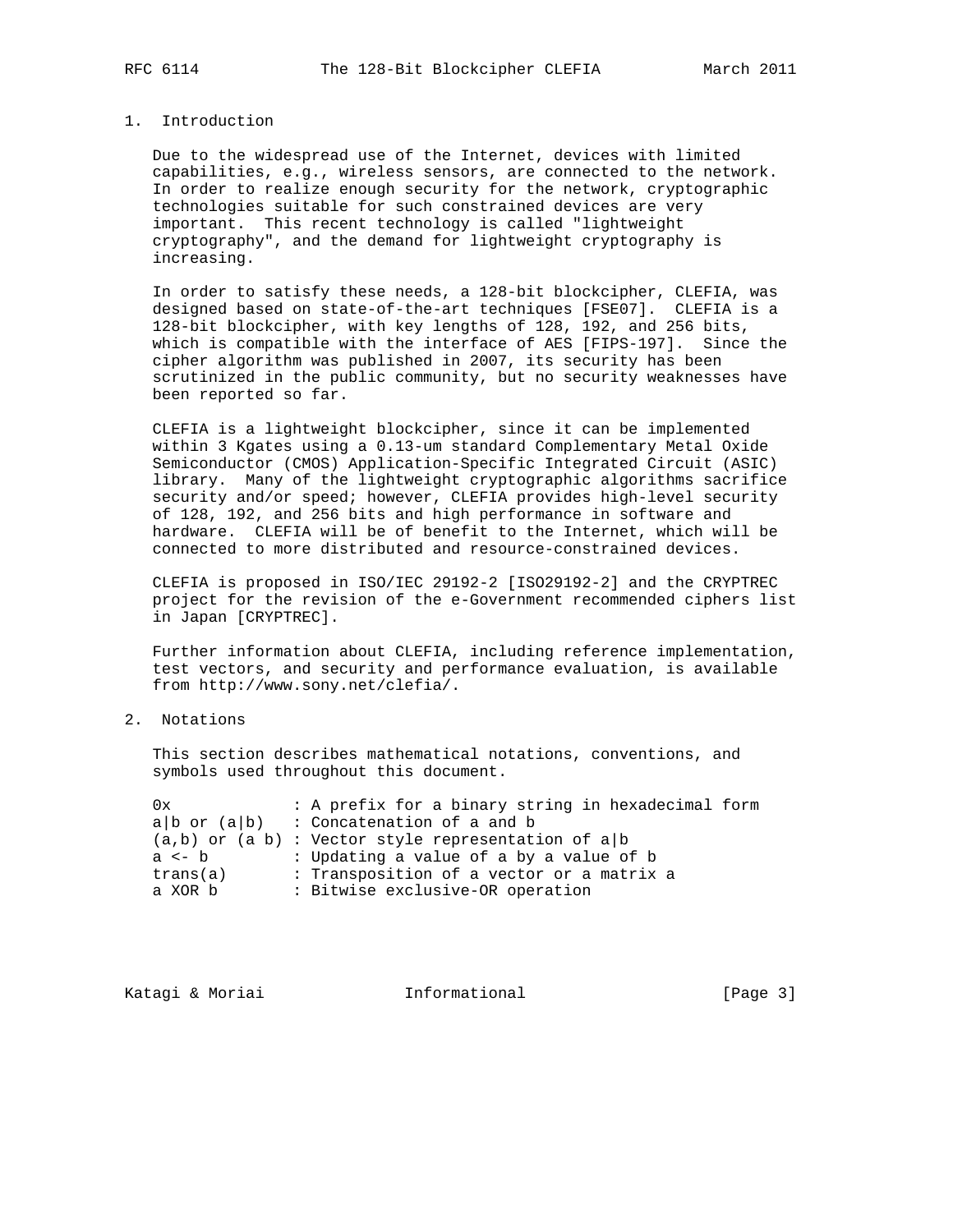## 1. Introduction

Due to the widespread use of the Internet, devices with limited capabilities, e.g., wireless sensors, are connected to the network. In order to realize enough security for the network, cryptographic technologies suitable for such constrained devices are very important. This recent technology is called "lightweight cryptography", and the demand for lightweight cryptography is increasing.

In order to satisfy these needs, a 128-bit blockcipher, CLEFIA, was designed based on state-of-the-art techniques [FSE07]. CLEFIA is a 128-bit blockcipher, with key lengths of 128, 192, and 256 bits, which is compatible with the interface of AES [FIPS-197]. Since the cipher algorithm was published in 2007, its security has been scrutinized in the public community, but no security weaknesses have been reported so far.

CLEFIA is a lightweight blockcipher, since it can be implemented within 3 Kgates using a 0.13-um standard Complementary Metal Oxide Semiconductor (CMOS) Application-Specific Integrated Circuit (ASIC) library. Many of the lightweight cryptographic algorithms sacrifice security and/or speed; however, CLEFIA provides high-level security of 128, 192, and 256 bits and high performance in software and hardware. CLEFIA will be of benefit to the Internet, which will be connected to more distributed and resource-constrained devices.

CLEFIA is proposed in ISO/IEC 29192-2 [ISO29192-2] and the CRYPTREC project for the revision of the e-Government recommended ciphers list in Japan [CRYPTREC].

Further information about CLEFIA, including reference implementation, test vectors, and security and performance evaluation, is available from http://www.sony.net/clefia/.

## 2. Notations

This section describes mathematical notations, conventions, and symbols used throughout this document.

```
0x              : A prefix for a binary string in hexadecimal form
a|b or (a|b)    : Concatenation of a and b
(a,b) or (a b)  : Vector style representation of a|b
a <- b          : Updating a value of a by a value of b
trans(a)        : Transposition of a vector or a matrix a
a XOR b         : Bitwise exclusive-OR operation
```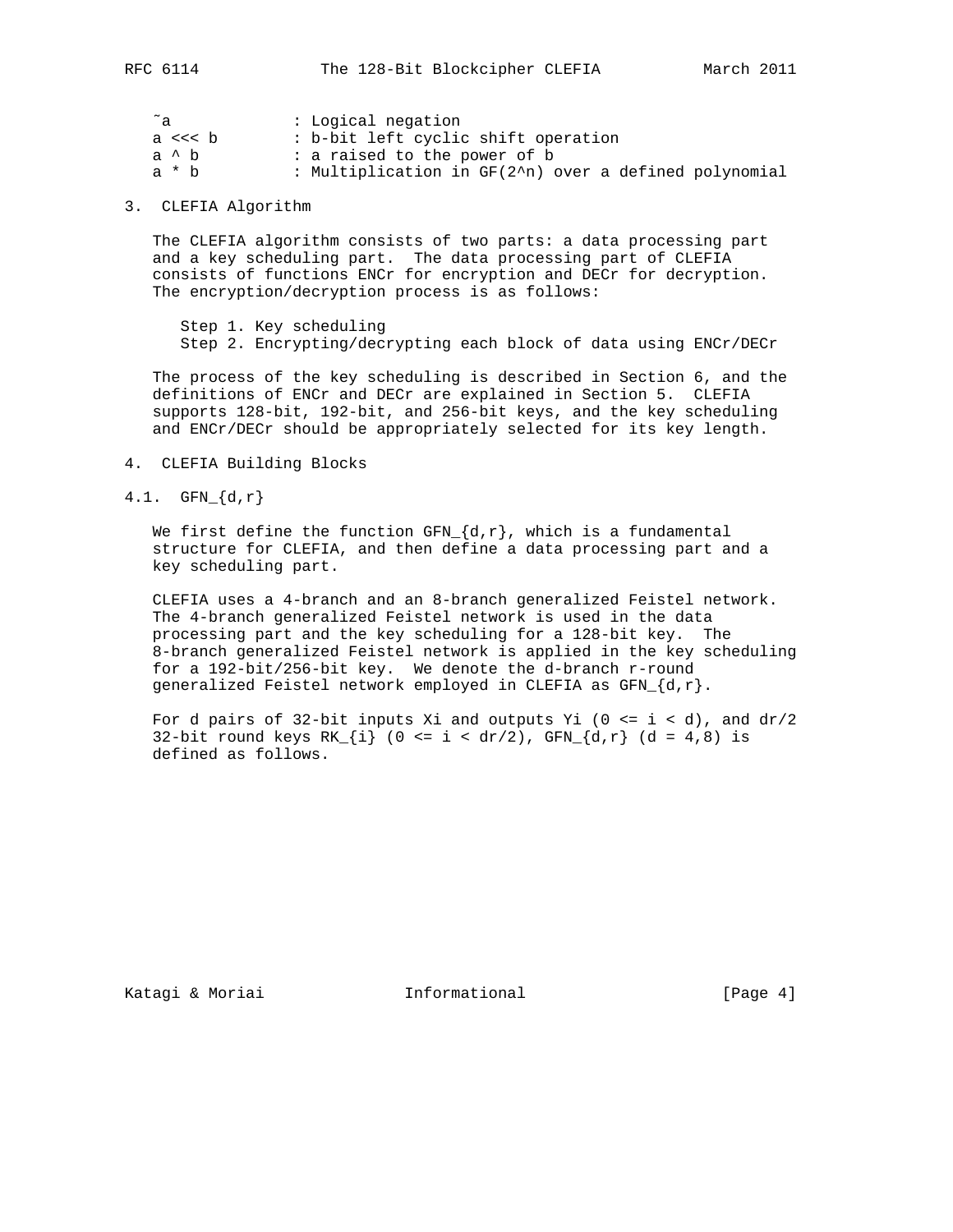| | |
|---|---|
| ~a | : Logical negation |
| a <<< b | : b-bit left cyclic shift operation |
| a ^ b | : a raised to the power of b |
| a * b | : Multiplication in GF(2^n) over a defined polynomial |

# 3. CLEFIA Algorithm

The CLEFIA algorithm consists of two parts: a data processing part and a key scheduling part. The data processing part of CLEFIA consists of functions ENCr for encryption and DECr for decryption. The encryption/decryption process is as follows:

Step 1. Key scheduling
Step 2. Encrypting/decrypting each block of data using ENCr/DECr

The process of the key scheduling is described in Section 6, and the definitions of ENCr and DECr are explained in Section 5. CLEFIA supports 128-bit, 192-bit, and 256-bit keys, and the key scheduling and ENCr/DECr should be appropriately selected for its key length.

# 4. CLEFIA Building Blocks

## 4.1. GFN_{d,r}

We first define the function GFN_{d,r}, which is a fundamental structure for CLEFIA, and then define a data processing part and a key scheduling part.

CLEFIA uses a 4-branch and an 8-branch generalized Feistel network. The 4-branch generalized Feistel network is used in the data processing part and the key scheduling for a 128-bit key. The 8-branch generalized Feistel network is applied in the key scheduling for a 192-bit/256-bit key. We denote the d-branch r-round generalized Feistel network employed in CLEFIA as GFN_{d,r}.

For d pairs of 32-bit inputs Xi and outputs Yi (0 <= i < d), and dr/2 32-bit round keys RK_{i} (0 <= i < dr/2), GFN_{d,r} (d = 4,8) is defined as follows.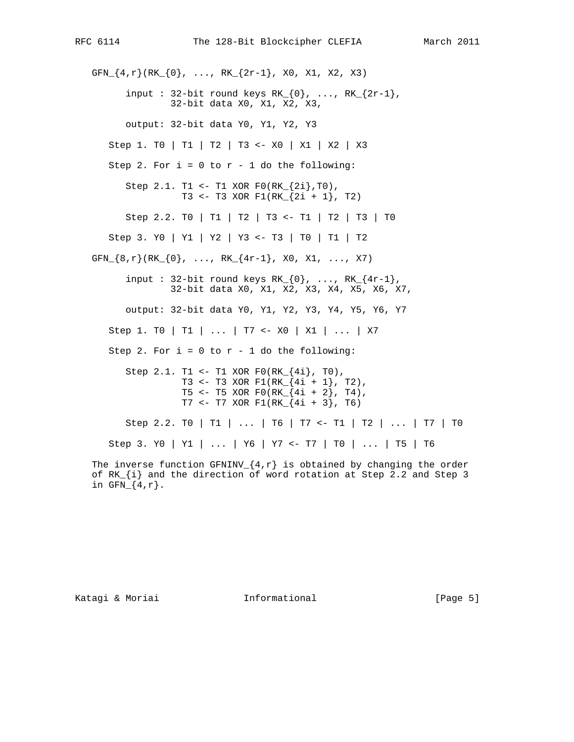```
   GFN_{4,r}(RK_{0}, ..., RK_{2r-1}, X0, X1, X2, X3)

        input : 32-bit round keys RK_{0}, ..., RK_{2r-1},
                32-bit data X0, X1, X2, X3,

        output: 32-bit data Y0, Y1, Y2, Y3

      Step 1. T0 | T1 | T2 | T3 <- X0 | X1 | X2 | X3

      Step 2. For i = 0 to r - 1 do the following:

         Step 2.1. T1 <- T1 XOR F0(RK_{2i},T0),
                   T3 <- T3 XOR F1(RK_{2i + 1}, T2)

         Step 2.2. T0 | T1 | T2 | T3 <- T1 | T2 | T3 | T0

      Step 3. Y0 | Y1 | Y2 | Y3 <- T3 | T0 | T1 | T2

   GFN_{8,r}(RK_{0}, ..., RK_{4r-1}, X0, X1, ..., X7)

        input : 32-bit round keys RK_{0}, ..., RK_{4r-1},
                32-bit data X0, X1, X2, X3, X4, X5, X6, X7,

        output: 32-bit data Y0, Y1, Y2, Y3, Y4, Y5, Y6, Y7

      Step 1. T0 | T1 | ... | T7 <- X0 | X1 | ... | X7

      Step 2. For i = 0 to r - 1 do the following:

         Step 2.1. T1 <- T1 XOR F0(RK_{4i}, T0),
                   T3 <- T3 XOR F1(RK_{4i + 1}, T2),
                   T5 <- T5 XOR F0(RK_{4i + 2}, T4),
                   T7 <- T7 XOR F1(RK_{4i + 3}, T6)

         Step 2.2. T0 | T1 | ... | T6 | T7 <- T1 | T2 | ... | T7 | T0

      Step 3. Y0 | Y1 | ... | Y6 | Y7 <- T7 | T0 | ... | T5 | T6
```

The inverse function GFNINV_{4,r} is obtained by changing the order of RK_{i} and the direction of word rotation at Step 2.2 and Step 3 in GFN_{4,r}.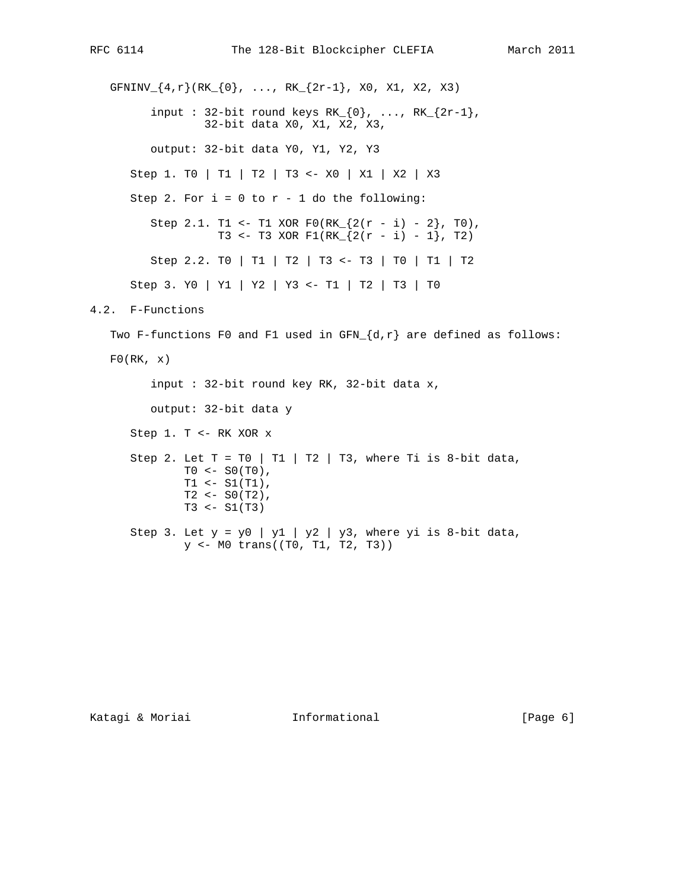```
   GFNINV_{4,r}(RK_{0}, ..., RK_{2r-1}, X0, X1, X2, X3)

         input : 32-bit round keys RK_{0}, ..., RK_{2r-1},
                 32-bit data X0, X1, X2, X3,

         output: 32-bit data Y0, Y1, Y2, Y3

      Step 1. T0 | T1 | T2 | T3 <- X0 | X1 | X2 | X3

      Step 2. For i = 0 to r - 1 do the following:

         Step 2.1. T1 <- T1 XOR F0(RK_{2(r - i) - 2}, T0),
                   T3 <- T3 XOR F1(RK_{2(r - i) - 1}, T2)

         Step 2.2. T0 | T1 | T2 | T3 <- T3 | T0 | T1 | T2

      Step 3. Y0 | Y1 | Y2 | Y3 <- T1 | T2 | T3 | T0
```

## 4.2. F-Functions

Two F-functions F0 and F1 used in GFN_{d,r} are defined as follows:

```
   F0(RK, x)

         input : 32-bit round key RK, 32-bit data x,

         output: 32-bit data y

      Step 1. T <- RK XOR x

      Step 2. Let T = T0 | T1 | T2 | T3, where Ti is 8-bit data,
              T0 <- S0(T0),
              T1 <- S1(T1),
              T2 <- S0(T2),
              T3 <- S1(T3)

      Step 3. Let y = y0 | y1 | y2 | y3, where yi is 8-bit data,
              y <- M0 trans((T0, T1, T2, T3))
```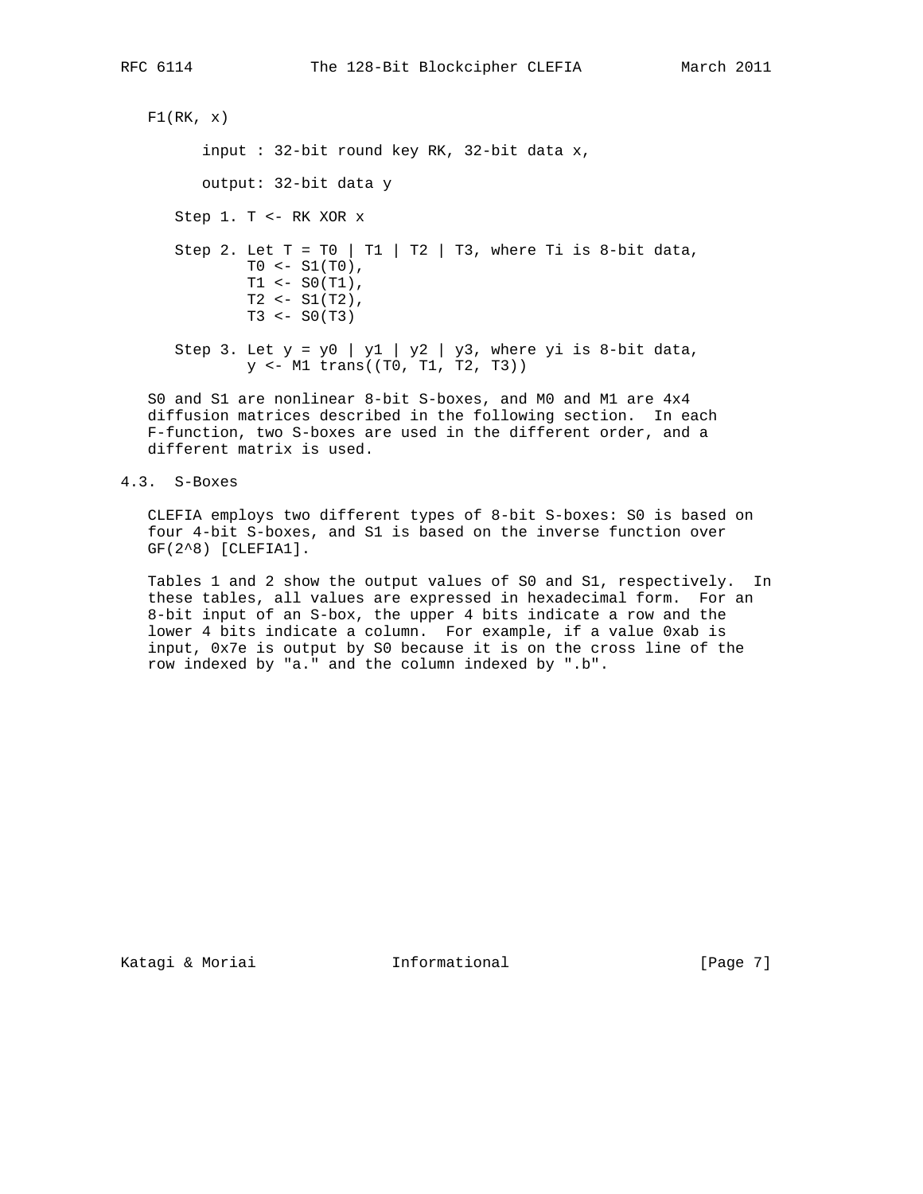```
F1(RK, x)

     input : 32-bit round key RK, 32-bit data x,

     output: 32-bit data y

  Step 1. T <- RK XOR x

  Step 2. Let T = T0 | T1 | T2 | T3, where Ti is 8-bit data,
          T0 <- S1(T0),
          T1 <- S0(T1),
          T2 <- S1(T2),
          T3 <- S0(T3)

  Step 3. Let y = y0 | y1 | y2 | y3, where yi is 8-bit data,
          y <- M1 trans((T0, T1, T2, T3))
```

S0 and S1 are nonlinear 8-bit S-boxes, and M0 and M1 are 4x4 diffusion matrices described in the following section. In each F-function, two S-boxes are used in the different order, and a different matrix is used.

## 4.3. S-Boxes

CLEFIA employs two different types of 8-bit S-boxes: S0 is based on four 4-bit S-boxes, and S1 is based on the inverse function over GF(2^8) [CLEFIA1].

Tables 1 and 2 show the output values of S0 and S1, respectively. In these tables, all values are expressed in hexadecimal form. For an 8-bit input of an S-box, the upper 4 bits indicate a row and the lower 4 bits indicate a column. For example, if a value 0xab is input, 0x7e is output by S0 because it is on the cross line of the row indexed by "a." and the column indexed by ".b".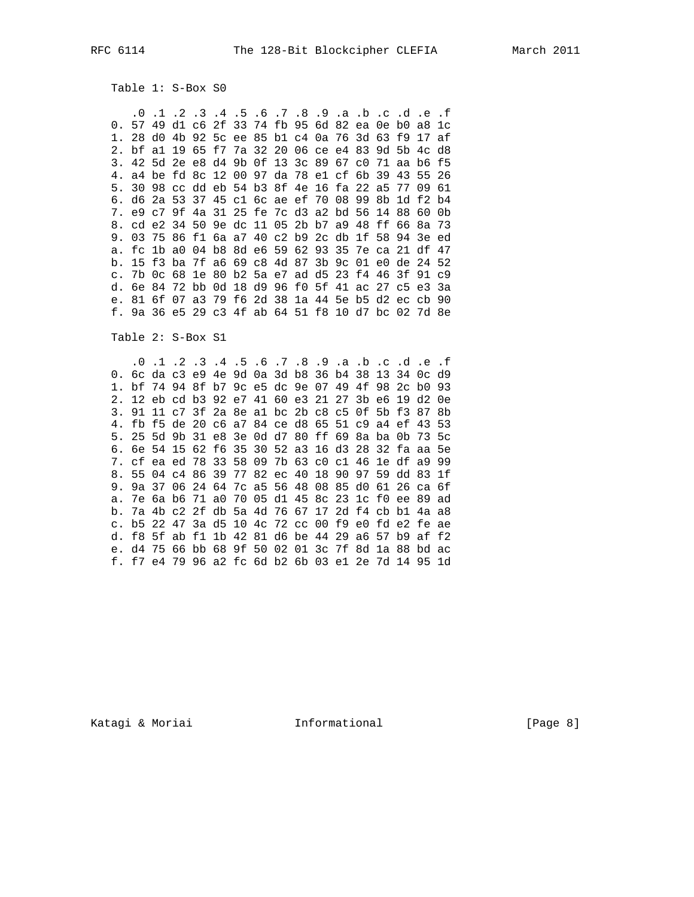Table 1: S-Box S0

|    | .0 | .1 | .2 | .3 | .4 | .5 | .6 | .7 | .8 | .9 | .a | .b | .c | .d | .e | .f |
|---|---|---|---|---|---|---|---|---|---|---|---|---|---|---|---|---|
| 0. | 57 | 49 | d1 | c6 | 2f | 33 | 74 | fb | 95 | 6d | 82 | ea | 0e | b0 | a8 | 1c |
| 1. | 28 | d0 | 4b | 92 | 5c | ee | 85 | b1 | c4 | 0a | 76 | 3d | 63 | f9 | 17 | af |
| 2. | bf | a1 | 19 | 65 | f7 | 7a | 32 | 20 | 06 | ce | e4 | 83 | 9d | 5b | 4c | d8 |
| 3. | 42 | 5d | 2e | e8 | d4 | 9b | 0f | 13 | 3c | 89 | 67 | c0 | 71 | aa | b6 | f5 |
| 4. | a4 | be | fd | 8c | 12 | 00 | 97 | da | 78 | e1 | cf | 6b | 39 | 43 | 55 | 26 |
| 5. | 30 | 98 | cc | dd | eb | 54 | b3 | 8f | 4e | 16 | fa | 22 | a5 | 77 | 09 | 61 |
| 6. | d6 | 2a | 53 | 37 | 45 | c1 | 6c | ae | ef | 70 | 08 | 99 | 8b | 1d | f2 | b4 |
| 7. | e9 | c7 | 9f | 4a | 31 | 25 | fe | 7c | d3 | a2 | bd | 56 | 14 | 88 | 60 | 0b |
| 8. | cd | e2 | 34 | 50 | 9e | dc | 11 | 05 | 2b | b7 | a9 | 48 | ff | 66 | 8a | 73 |
| 9. | 03 | 75 | 86 | f1 | 6a | a7 | 40 | c2 | b9 | 2c | db | 1f | 58 | 94 | 3e | ed |
| a. | fc | 1b | a0 | 04 | b8 | 8d | e6 | 59 | 62 | 93 | 35 | 7e | ca | 21 | df | 47 |
| b. | 15 | f3 | ba | 7f | a6 | 69 | c8 | 4d | 87 | 3b | 9c | 01 | e0 | de | 24 | 52 |
| c. | 7b | 0c | 68 | 1e | 80 | b2 | 5a | e7 | ad | d5 | 23 | f4 | 46 | 3f | 91 | c9 |
| d. | 6e | 84 | 72 | bb | 0d | 18 | d9 | 96 | f0 | 5f | 41 | ac | 27 | c5 | e3 | 3a |
| e. | 81 | 6f | 07 | a3 | 79 | f6 | 2d | 38 | 1a | 44 | 5e | b5 | d2 | ec | cb | 90 |
| f. | 9a | 36 | e5 | 29 | c3 | 4f | ab | 64 | 51 | f8 | 10 | d7 | bc | 02 | 7d | 8e |

Table 2: S-Box S1

|    | .0 | .1 | .2 | .3 | .4 | .5 | .6 | .7 | .8 | .9 | .a | .b | .c | .d | .e | .f |
|---|---|---|---|---|---|---|---|---|---|---|---|---|---|---|---|---|
| 0. | 6c | da | c3 | e9 | 4e | 9d | 0a | 3d | b8 | 36 | b4 | 38 | 13 | 34 | 0c | d9 |
| 1. | bf | 74 | 94 | 8f | b7 | 9c | e5 | dc | 9e | 07 | 49 | 4f | 98 | 2c | b0 | 93 |
| 2. | 12 | eb | cd | b3 | 92 | e7 | 41 | 60 | e3 | 21 | 27 | 3b | e6 | 19 | d2 | 0e |
| 3. | 91 | 11 | c7 | 3f | 2a | 8e | a1 | bc | 2b | c8 | c5 | 0f | 5b | f3 | 87 | 8b |
| 4. | fb | f5 | de | 20 | c6 | a7 | 84 | ce | d8 | 65 | 51 | c9 | a4 | ef | 43 | 53 |
| 5. | 25 | 5d | 9b | 31 | e8 | 3e | 0d | d7 | 80 | ff | 69 | 8a | ba | 0b | 73 | 5c |
| 6. | 6e | 54 | 15 | 62 | f6 | 35 | 30 | 52 | a3 | 16 | d3 | 28 | 32 | fa | aa | 5e |
| 7. | cf | ea | ed | 78 | 33 | 58 | 09 | 7b | 63 | c0 | c1 | 46 | 1e | df | a9 | 99 |
| 8. | 55 | 04 | c4 | 86 | 39 | 77 | 82 | ec | 40 | 18 | 90 | 97 | 59 | dd | 83 | 1f |
| 9. | 9a | 37 | 06 | 24 | 64 | 7c | a5 | 56 | 48 | 08 | 85 | d0 | 61 | 26 | ca | 6f |
| a. | 7e | 6a | b6 | 71 | a0 | 70 | 05 | d1 | 45 | 8c | 23 | 1c | f0 | ee | 89 | ad |
| b. | 7a | 4b | c2 | 2f | db | 5a | 4d | 76 | 67 | 17 | 2d | f4 | cb | b1 | 4a | a8 |
| c. | b5 | 22 | 47 | 3a | d5 | 10 | 4c | 72 | cc | 00 | f9 | e0 | fd | e2 | fe | ae |
| d. | f8 | 5f | ab | f1 | 1b | 42 | 81 | d6 | be | 44 | 29 | a6 | 57 | b9 | af | f2 |
| e. | d4 | 75 | 66 | bb | 68 | 9f | 50 | 02 | 01 | 3c | 7f | 8d | 1a | 88 | bd | ac |
| f. | f7 | e4 | 79 | 96 | a2 | fc | 6d | b2 | 6b | 03 | e1 | 2e | 7d | 14 | 95 | 1d |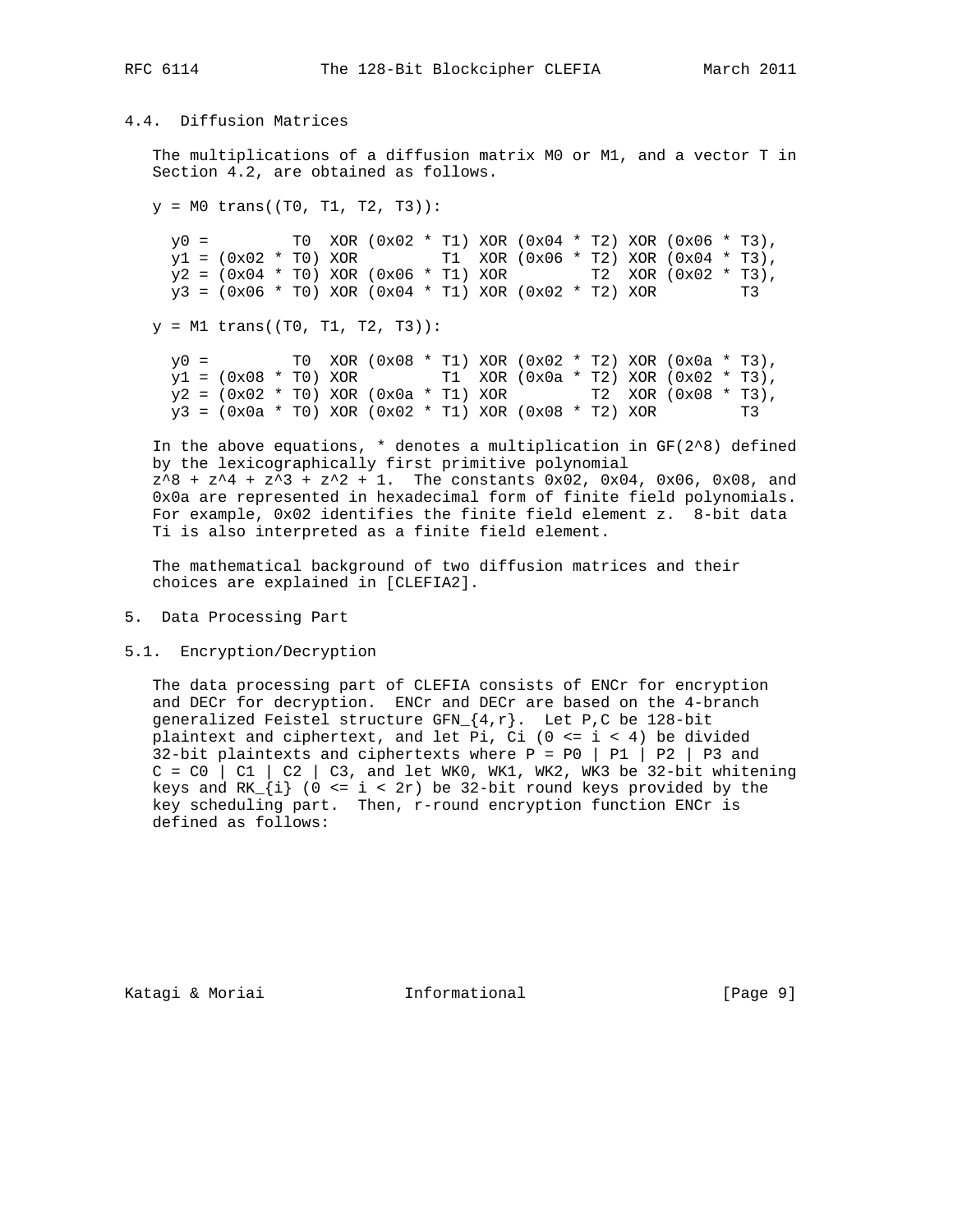### 4.4. Diffusion Matrices

The multiplications of a diffusion matrix M0 or M1, and a vector T in Section 4.2, are obtained as follows.

y = M0 trans((T0, T1, T2, T3)):

```
  y0 =         T0  XOR (0x02 * T1) XOR (0x04 * T2) XOR (0x06 * T3),
  y1 = (0x02 * T0) XOR         T1  XOR (0x06 * T2) XOR (0x04 * T3),
  y2 = (0x04 * T0) XOR (0x06 * T1) XOR         T2  XOR (0x02 * T3),
  y3 = (0x06 * T0) XOR (0x04 * T1) XOR (0x02 * T2) XOR         T3
```

y = M1 trans((T0, T1, T2, T3)):

```
  y0 =         T0  XOR (0x08 * T1) XOR (0x02 * T2) XOR (0x0a * T3),
  y1 = (0x08 * T0) XOR         T1  XOR (0x0a * T2) XOR (0x02 * T3),
  y2 = (0x02 * T0) XOR (0x0a * T1) XOR         T2  XOR (0x08 * T3),
  y3 = (0x0a * T0) XOR (0x02 * T1) XOR (0x08 * T2) XOR         T3
```

In the above equations, * denotes a multiplication in $GF(2^8)$ defined by the lexicographically first primitive polynomial $z^8 + z^4 + z^3 + z^2 + 1$. The constants 0x02, 0x04, 0x06, 0x08, and 0x0a are represented in hexadecimal form of finite field polynomials. For example, 0x02 identifies the finite field element z. 8-bit data Ti is also interpreted as a finite field element.

The mathematical background of two diffusion matrices and their choices are explained in [CLEFIA2].

## 5. Data Processing Part

### 5.1. Encryption/Decryption

The data processing part of CLEFIA consists of ENCr for encryption and DECr for decryption. ENCr and DECr are based on the 4-branch generalized Feistel structure $GFN_{4,r}$. Let P,C be 128-bit plaintext and ciphertext, and let Pi, Ci ($0 \le i < 4$) be divided 32-bit plaintexts and ciphertexts where P = P0 | P1 | P2 | P3 and C = C0 | C1 | C2 | C3, and let WK0, WK1, WK2, WK3 be 32-bit whitening keys and $RK_{i}$ ($0 \le i < 2r$) be 32-bit round keys provided by the key scheduling part. Then, r-round encryption function ENCr is defined as follows: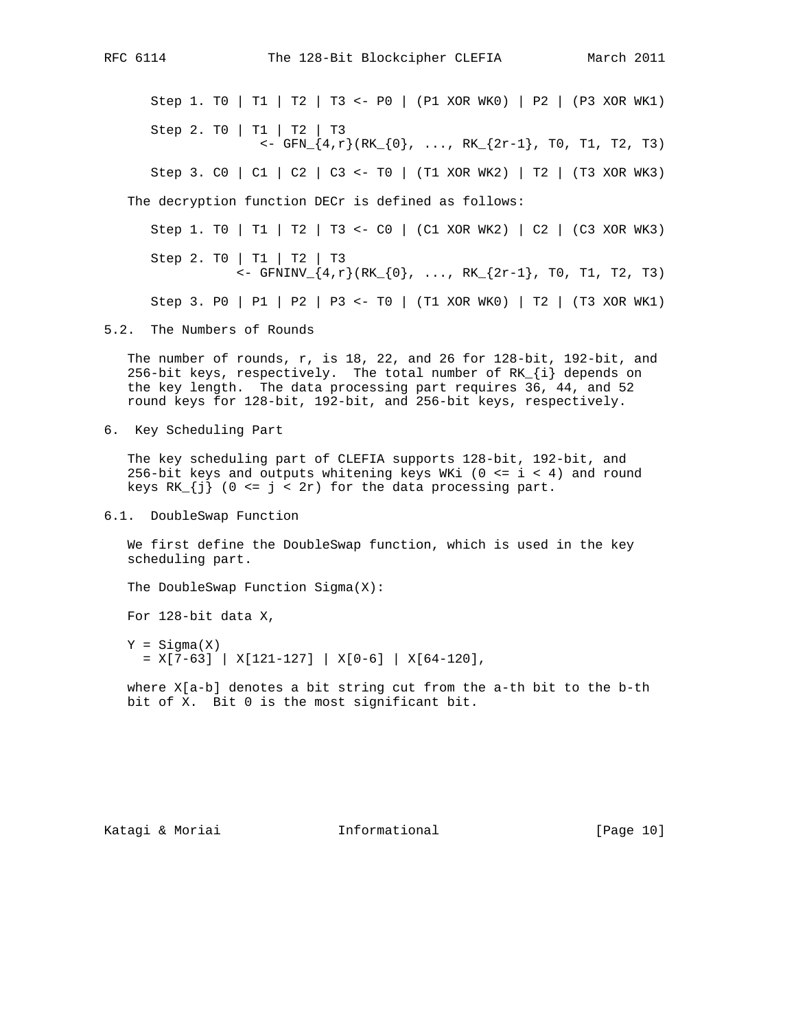Step 1. T0 | T1 | T2 | T3 <- P0 | (P1 XOR WK0) | P2 | (P3 XOR WK1)

Step 2. T0 | T1 | T2 | T3
<- GFN_{4,r}(RK_{0}, ..., RK_{2r-1}, T0, T1, T2, T3)

Step 3. C0 | C1 | C2 | C3 <- T0 | (T1 XOR WK2) | T2 | (T3 XOR WK3)

The decryption function DECr is defined as follows:

Step 1. T0 | T1 | T2 | T3 <- C0 | (C1 XOR WK2) | C2 | (C3 XOR WK3)

Step 2. T0 | T1 | T2 | T3
<- GFNINV_{4,r}(RK_{0}, ..., RK_{2r-1}, T0, T1, T2, T3)

Step 3. P0 | P1 | P2 | P3 <- T0 | (T1 XOR WK0) | T2 | (T3 XOR WK1)

## 5.2. The Numbers of Rounds

The number of rounds, r, is 18, 22, and 26 for 128-bit, 192-bit, and 256-bit keys, respectively. The total number of RK_{i} depends on the key length. The data processing part requires 36, 44, and 52 round keys for 128-bit, 192-bit, and 256-bit keys, respectively.

# 6. Key Scheduling Part

The key scheduling part of CLEFIA supports 128-bit, 192-bit, and 256-bit keys and outputs whitening keys WKi (0 <= i < 4) and round keys RK_{j} (0 <= j < 2r) for the data processing part.

## 6.1. DoubleSwap Function

We first define the DoubleSwap function, which is used in the key scheduling part.

The DoubleSwap Function Sigma(X):

For 128-bit data X,

```
Y = Sigma(X)
  = X[7-63] | X[121-127] | X[0-6] | X[64-120],
```

where X[a-b] denotes a bit string cut from the a-th bit to the b-th bit of X. Bit 0 is the most significant bit.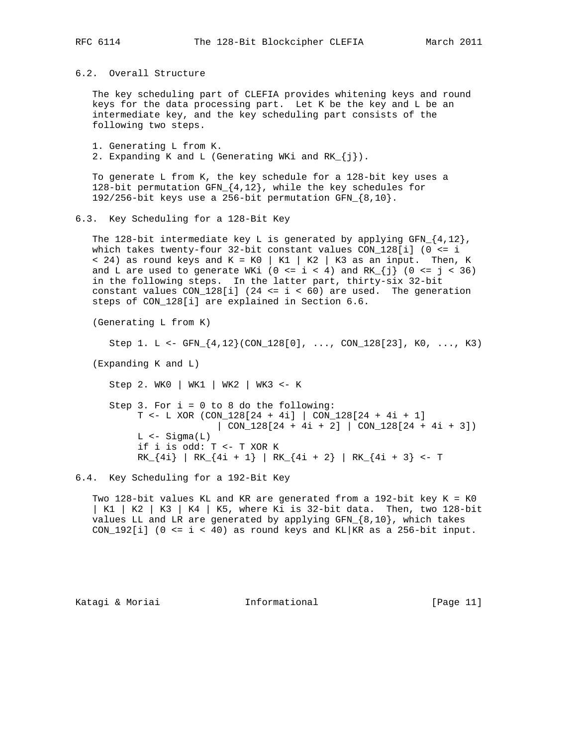## 6.2. Overall Structure

The key scheduling part of CLEFIA provides whitening keys and round keys for the data processing part. Let K be the key and L be an intermediate key, and the key scheduling part consists of the following two steps.

1. Generating L from K.
2. Expanding K and L (Generating WKi and RK_{j}).

To generate L from K, the key schedule for a 128-bit key uses a 128-bit permutation GFN_{4,12}, while the key schedules for 192/256-bit keys use a 256-bit permutation GFN_{8,10}.

## 6.3. Key Scheduling for a 128-Bit Key

The 128-bit intermediate key L is generated by applying GFN_{4,12}, which takes twenty-four 32-bit constant values CON_128[i] (0 <= i < 24) as round keys and K = K0 | K1 | K2 | K3 as an input. Then, K and L are used to generate WKi (0 <= i < 4) and RK_{j} (0 <= j < 36) in the following steps. In the latter part, thirty-six 32-bit constant values CON_128[i] (24 <= i < 60) are used. The generation steps of CON_128[i] are explained in Section 6.6.

(Generating L from K)

```
   Step 1. L <- GFN_{4,12}(CON_128[0], ..., CON_128[23], K0, ..., K3)
```

(Expanding K and L)

```
   Step 2. WK0 | WK1 | WK2 | WK3 <- K

   Step 3. For i = 0 to 8 do the following:
        T <- L XOR (CON_128[24 + 4i] | CON_128[24 + 4i + 1]
                   | CON_128[24 + 4i + 2] | CON_128[24 + 4i + 3])
        L <- Sigma(L)
        if i is odd: T <- T XOR K
        RK_{4i} | RK_{4i + 1} | RK_{4i + 2} | RK_{4i + 3} <- T
```

## 6.4. Key Scheduling for a 192-Bit Key

Two 128-bit values KL and KR are generated from a 192-bit key K = K0 | K1 | K2 | K3 | K4 | K5, where Ki is 32-bit data. Then, two 128-bit values LL and LR are generated by applying GFN_{8,10}, which takes CON_192[i] (0 <= i < 40) as round keys and KL|KR as a 256-bit input.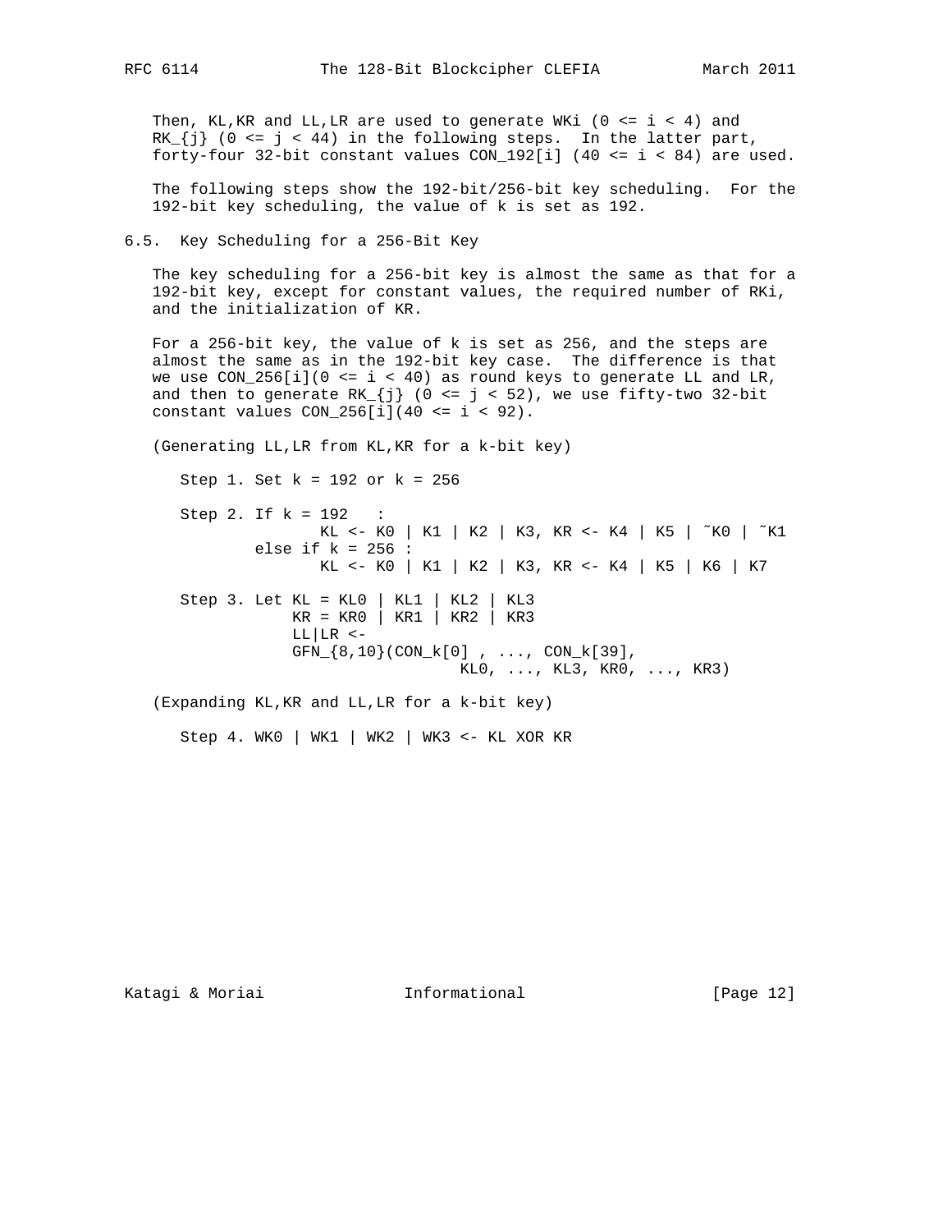Then, KL,KR and LL,LR are used to generate WKi (0 <= i < 4) and RK_{j} (0 <= j < 44) in the following steps. In the latter part, forty-four 32-bit constant values CON_192[i] (40 <= i < 84) are used.

The following steps show the 192-bit/256-bit key scheduling. For the 192-bit key scheduling, the value of k is set as 192.

## 6.5. Key Scheduling for a 256-Bit Key

The key scheduling for a 256-bit key is almost the same as that for a 192-bit key, except for constant values, the required number of RKi, and the initialization of KR.

For a 256-bit key, the value of k is set as 256, and the steps are almost the same as in the 192-bit key case. The difference is that we use CON_256[i](0 <= i < 40) as round keys to generate LL and LR, and then to generate RK_{j} (0 <= j < 52), we use fifty-two 32-bit constant values CON_256[i](40 <= i < 92).

(Generating LL,LR from KL,KR for a k-bit key)

```
   Step 1. Set k = 192 or k = 256

   Step 2. If k = 192   :
                 KL <- K0 | K1 | K2 | K3, KR <- K4 | K5 | ~K0 | ~K1
           else if k = 256 :
                 KL <- K0 | K1 | K2 | K3, KR <- K4 | K5 | K6 | K7

   Step 3. Let KL = KL0 | KL1 | KL2 | KL3
               KR = KR0 | KR1 | KR2 | KR3
               LL|LR <-
               GFN_{8,10}(CON_k[0] , ..., CON_k[39],
                                   KL0, ..., KL3, KR0, ..., KR3)
```

(Expanding KL,KR and LL,LR for a k-bit key)

```
   Step 4. WK0 | WK1 | WK2 | WK3 <- KL XOR KR
```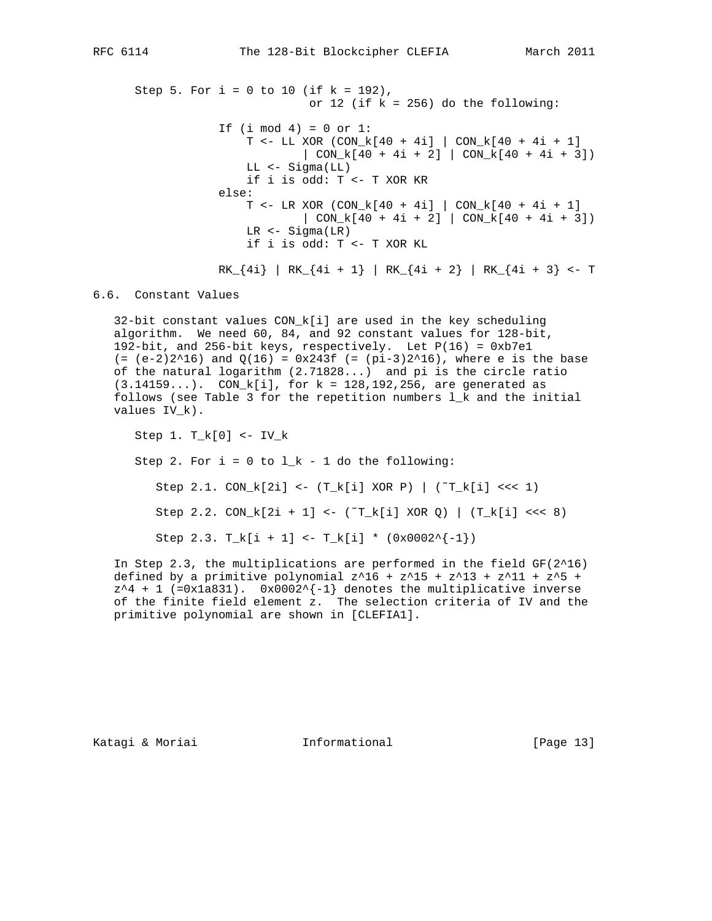```
   Step 5. For i = 0 to 10 (if k = 192),
                     or 12 (if k = 256) do the following:

         If (i mod 4) = 0 or 1:
             T <- LL XOR (CON_k[40 + 4i] | CON_k[40 + 4i + 1]
                    | CON_k[40 + 4i + 2] | CON_k[40 + 4i + 3])
             LL <- Sigma(LL)
             if i is odd: T <- T XOR KR
         else:
             T <- LR XOR (CON_k[40 + 4i] | CON_k[40 + 4i + 1]
                    | CON_k[40 + 4i + 2] | CON_k[40 + 4i + 3])
             LR <- Sigma(LR)
             if i is odd: T <- T XOR KL

         RK_{4i} | RK_{4i + 1} | RK_{4i + 2} | RK_{4i + 3} <- T
```

## 6.6. Constant Values

32-bit constant values CON_k[i] are used in the key scheduling algorithm. We need 60, 84, and 92 constant values for 128-bit, 192-bit, and 256-bit keys, respectively. Let P(16) = 0xb7e1 (= (e-2)2^16) and Q(16) = 0x243f (= (pi-3)2^16), where e is the base of the natural logarithm (2.71828...) and pi is the circle ratio (3.14159...). CON_k[i], for k = 128,192,256, are generated as follows (see Table 3 for the repetition numbers l_k and the initial values IV_k).

```
   Step 1. T_k[0] <- IV_k

   Step 2. For i = 0 to l_k - 1 do the following:

      Step 2.1. CON_k[2i] <- (T_k[i] XOR P) | (~T_k[i] <<< 1)

      Step 2.2. CON_k[2i + 1] <- (~T_k[i] XOR Q) | (T_k[i] <<< 8)

      Step 2.3. T_k[i + 1] <- T_k[i] * (0x0002^{-1})
```

In Step 2.3, the multiplications are performed in the field GF(2^16) defined by a primitive polynomial z^16 + z^15 + z^13 + z^11 + z^5 + z^4 + 1 (=0x1a831). 0x0002^{-1} denotes the multiplicative inverse of the finite field element z. The selection criteria of IV and the primitive polynomial are shown in [CLEFIA1].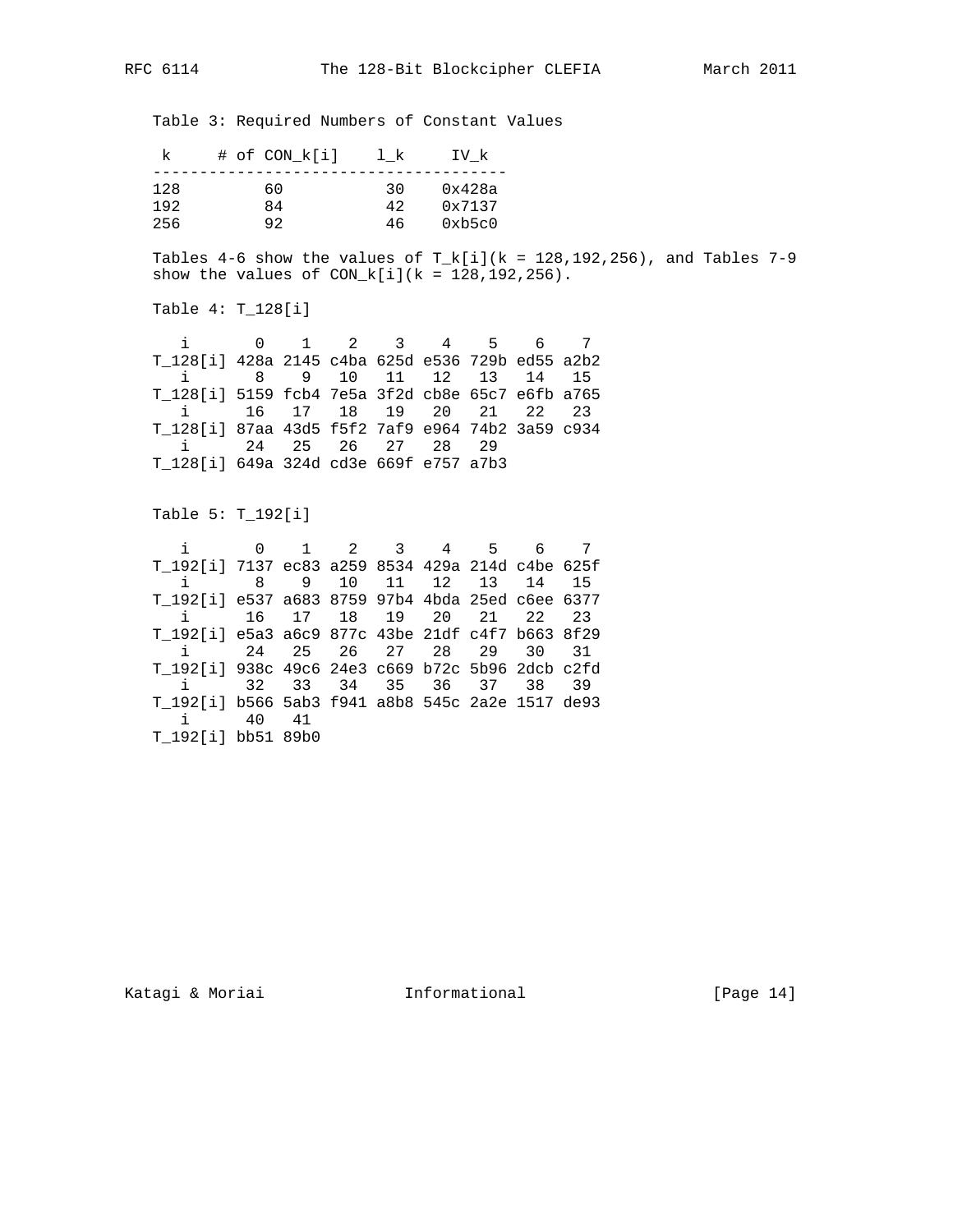Table 3: Required Numbers of Constant Values

| k | # of CON_k[i] | l_k | IV_k |
|---|---|---|---|
| 128 | 60 | 30 | 0x428a |
| 192 | 84 | 42 | 0x7137 |
| 256 | 92 | 46 | 0xb5c0 |

Tables 4-6 show the values of T_k[i](k = 128,192,256), and Tables 7-9 show the values of CON_k[i](k = 128,192,256).

Table 4: T_128[i]

```
   i       0    1    2    3    4    5    6    7
T_128[i] 428a 2145 c4ba 625d e536 729b ed55 a2b2
   i       8    9   10   11   12   13   14   15
T_128[i] 5159 fcb4 7e5a 3f2d cb8e 65c7 e6fb a765
   i      16   17   18   19   20   21   22   23
T_128[i] 87aa 43d5 f5f2 7af9 e964 74b2 3a59 c934
   i      24   25   26   27   28   29
T_128[i] 649a 324d cd3e 669f e757 a7b3
```

Table 5: T_192[i]

```
   i       0    1    2    3    4    5    6    7
T_192[i] 7137 ec83 a259 8534 429a 214d c4be 625f
   i       8    9   10   11   12   13   14   15
T_192[i] e537 a683 8759 97b4 4bda 25ed c6ee 6377
   i      16   17   18   19   20   21   22   23
T_192[i] e5a3 a6c9 877c 43be 21df c4f7 b663 8f29
   i      24   25   26   27   28   29   30   31
T_192[i] 938c 49c6 24e3 c669 b72c 5b96 2dcb c2fd
   i      32   33   34   35   36   37   38   39
T_192[i] b566 5ab3 f941 a8b8 545c 2a2e 1517 de93
   i      40   41
T_192[i] bb51 89b0
```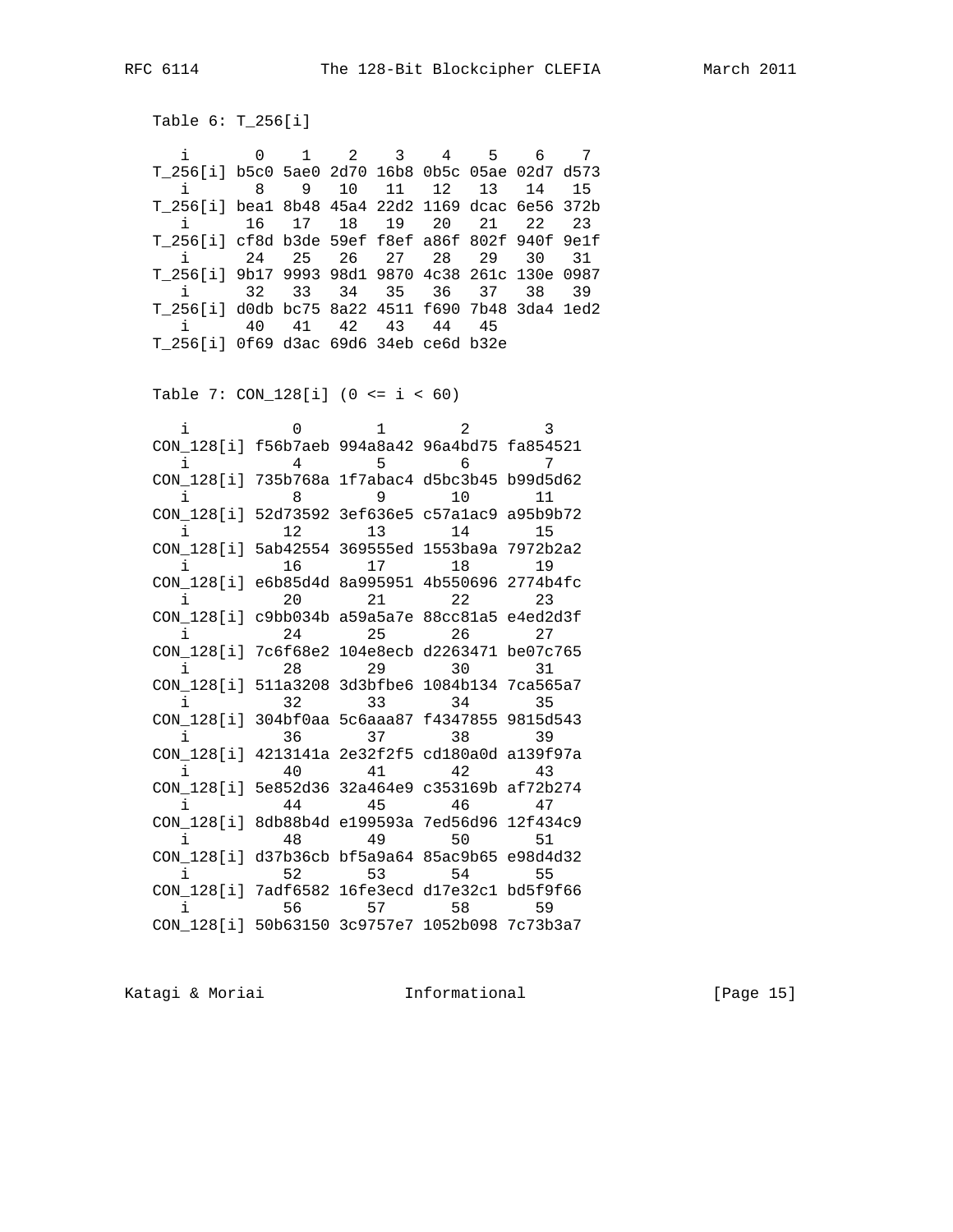Table 6: T_256[i]

| i | 0 | 1 | 2 | 3 | 4 | 5 | 6 | 7 |
|---|---|---|---|---|---|---|---|---|
| T_256[i] | b5c0 | 5ae0 | 2d70 | 16b8 | 0b5c | 05ae | 02d7 | d573 |
| i | 8 | 9 | 10 | 11 | 12 | 13 | 14 | 15 |
| T_256[i] | bea1 | 8b48 | 45a4 | 22d2 | 1169 | dcac | 6e56 | 372b |
| i | 16 | 17 | 18 | 19 | 20 | 21 | 22 | 23 |
| T_256[i] | cf8d | b3de | 59ef | f8ef | a86f | 802f | 940f | 9e1f |
| i | 24 | 25 | 26 | 27 | 28 | 29 | 30 | 31 |
| T_256[i] | 9b17 | 9993 | 98d1 | 9870 | 4c38 | 261c | 130e | 0987 |
| i | 32 | 33 | 34 | 35 | 36 | 37 | 38 | 39 |
| T_256[i] | d0db | bc75 | 8a22 | 4511 | f690 | 7b48 | 3da4 | 1ed2 |
| i | 40 | 41 | 42 | 43 | 44 | 45 | | |
| T_256[i] | 0f69 | d3ac | 69d6 | 34eb | ce6d | b32e | | |

Table 7: CON_128[i] (0 <= i < 60)

| i | 0 | 1 | 2 | 3 |
|---|---|---|---|---|
| CON_128[i] | f56b7aeb | 994a8a42 | 96a4bd75 | fa854521 |
| i | 4 | 5 | 6 | 7 |
| CON_128[i] | 735b768a | 1f7abac4 | d5bc3b45 | b99d5d62 |
| i | 8 | 9 | 10 | 11 |
| CON_128[i] | 52d73592 | 3ef636e5 | c57a1ac9 | a95b9b72 |
| i | 12 | 13 | 14 | 15 |
| CON_128[i] | 5ab42554 | 369555ed | 1553ba9a | 7972b2a2 |
| i | 16 | 17 | 18 | 19 |
| CON_128[i] | e6b85d4d | 8a995951 | 4b550696 | 2774b4fc |
| i | 20 | 21 | 22 | 23 |
| CON_128[i] | c9bb034b | a59a5a7e | 88cc81a5 | e4ed2d3f |
| i | 24 | 25 | 26 | 27 |
| CON_128[i] | 7c6f68e2 | 104e8ecb | d2263471 | be07c765 |
| i | 28 | 29 | 30 | 31 |
| CON_128[i] | 511a3208 | 3d3bfbe6 | 1084b134 | 7ca565a7 |
| i | 32 | 33 | 34 | 35 |
| CON_128[i] | 304bf0aa | 5c6aaa87 | f4347855 | 9815d543 |
| i | 36 | 37 | 38 | 39 |
| CON_128[i] | 4213141a | 2e32f2f5 | cd180a0d | a139f97a |
| i | 40 | 41 | 42 | 43 |
| CON_128[i] | 5e852d36 | 32a464e9 | c353169b | af72b274 |
| i | 44 | 45 | 46 | 47 |
| CON_128[i] | 8db88b4d | e199593a | 7ed56d96 | 12f434c9 |
| i | 48 | 49 | 50 | 51 |
| CON_128[i] | d37b36cb | bf5a9a64 | 85ac9b65 | e98d4d32 |
| i | 52 | 53 | 54 | 55 |
| CON_128[i] | 7adf6582 | 16fe3ecd | d17e32c1 | bd5f9f66 |
| i | 56 | 57 | 58 | 59 |
| CON_128[i] | 50b63150 | 3c9757e7 | 1052b098 | 7c73b3a7 |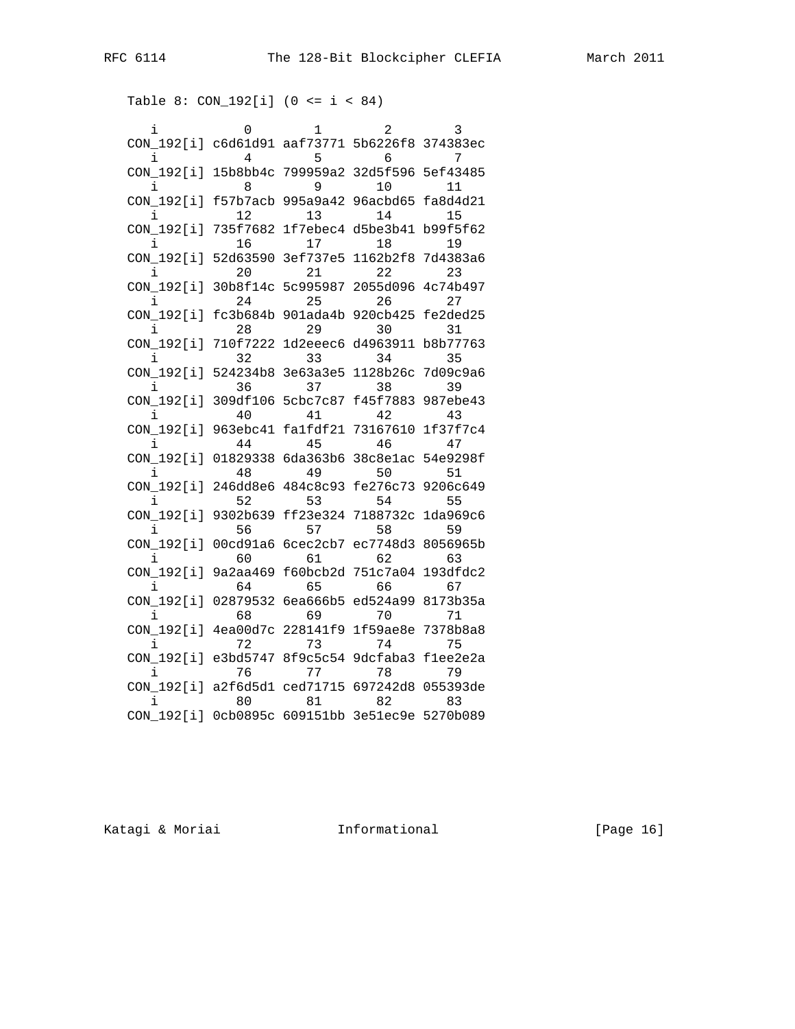Table 8: CON_192[i] (0 <= i < 84)

```
     i           0        1        2        3
   CON_192[i] c6d61d91 aaf73771 5b6226f8 374383ec
     i           4        5        6        7
   CON_192[i] 15b8bb4c 799959a2 32d5f596 5ef43485
     i           8        9       10       11
   CON_192[i] f57b7acb 995a9a42 96acbd65 fa8d4d21
     i          12       13       14       15
   CON_192[i] 735f7682 1f7ebec4 d5be3b41 b99f5f62
     i          16       17       18       19
   CON_192[i] 52d63590 3ef737e5 1162b2f8 7d4383a6
     i          20       21       22       23
   CON_192[i] 30b8f14c 5c995987 2055d096 4c74b497
     i          24       25       26       27
   CON_192[i] fc3b684b 901ada4b 920cb425 fe2ded25
     i          28       29       30       31
   CON_192[i] 710f7222 1d2eeec6 d4963911 b8b77763
     i          32       33       34       35
   CON_192[i] 524234b8 3e63a3e5 1128b26c 7d09c9a6
     i          36       37       38       39
   CON_192[i] 309df106 5cbc7c87 f45f7883 987ebe43
     i          40       41       42       43
   CON_192[i] 963ebc41 fa1fdf21 73167610 1f37f7c4
     i          44       45       46       47
   CON_192[i] 01829338 6da363b6 38c8e1ac 54e9298f
     i          48       49       50       51
   CON_192[i] 246dd8e6 484c8c93 fe276c73 9206c649
     i          52       53       54       55
   CON_192[i] 9302b639 ff23e324 7188732c 1da969c6
     i          56       57       58       59
   CON_192[i] 00cd91a6 6cec2cb7 ec7748d3 8056965b
     i          60       61       62       63
   CON_192[i] 9a2aa469 f60bcb2d 751c7a04 193dfdc2
     i          64       65       66       67
   CON_192[i] 02879532 6ea666b5 ed524a99 8173b35a
     i          68       69       70       71
   CON_192[i] 4ea00d7c 228141f9 1f59ae8e 7378b8a8
     i          72       73       74       75
   CON_192[i] e3bd5747 8f9c5c54 9dcfaba3 f1ee2e2a
     i          76       77       78       79
   CON_192[i] a2f6d5d1 ced71715 697242d8 055393de
     i          80       81       82       83
   CON_192[i] 0cb0895c 609151bb 3e51ec9e 5270b089
```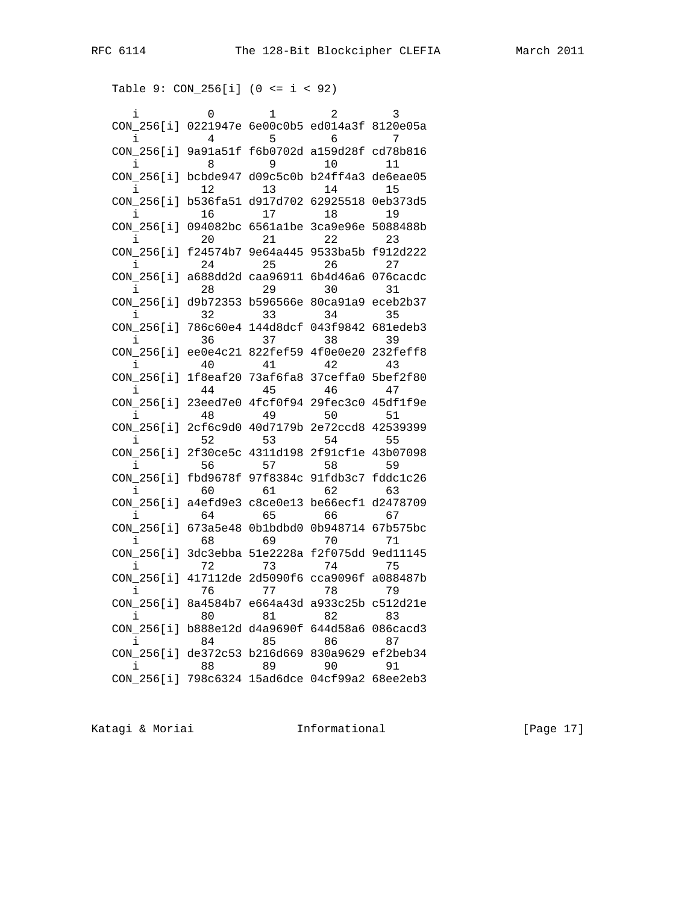Table 9: CON_256[i] (0 <= i < 92)

```
     i          0        1        2        3
   CON_256[i] 0221947e 6e00c0b5 ed014a3f 8120e05a
     i          4        5        6        7
   CON_256[i] 9a91a51f f6b0702d a159d28f cd78b816
     i          8        9       10       11
   CON_256[i] bcbde947 d09c5c0b b24ff4a3 de6eae05
     i         12       13       14       15
   CON_256[i] b536fa51 d917d702 62925518 0eb373d5
     i         16       17       18       19
   CON_256[i] 094082bc 6561a1be 3ca9e96e 5088488b
     i         20       21       22       23
   CON_256[i] f24574b7 9e64a445 9533ba5b f912d222
     i         24       25       26       27
   CON_256[i] a688dd2d caa96911 6b4d46a6 076cacdc
     i         28       29       30       31
   CON_256[i] d9b72353 b596566e 80ca91a9 eceb2b37
     i         32       33       34       35
   CON_256[i] 786c60e4 144d8dcf 043f9842 681edeb3
     i         36       37       38       39
   CON_256[i] ee0e4c21 822fef59 4f0e0e20 232feff8
     i         40       41       42       43
   CON_256[i] 1f8eaf20 73af6fa8 37ceffa0 5bef2f80
     i         44       45       46       47
   CON_256[i] 23eed7e0 4fcf0f94 29fec3c0 45df1f9e
     i         48       49       50       51
   CON_256[i] 2cf6c9d0 40d7179b 2e72ccd8 42539399
     i         52       53       54       55
   CON_256[i] 2f30ce5c 4311d198 2f91cf1e 43b07098
     i         56       57       58       59
   CON_256[i] fbd9678f 97f8384c 91fdb3c7 fddc1c26
     i         60       61       62       63
   CON_256[i] a4efd9e3 c8ce0e13 be66ecf1 d2478709
     i         64       65       66       67
   CON_256[i] 673a5e48 0b1bdbd0 0b948714 67b575bc
     i         68       69       70       71
   CON_256[i] 3dc3ebba 51e2228a f2f075dd 9ed11145
     i         72       73       74       75
   CON_256[i] 417112de 2d5090f6 cca9096f a088487b
     i         76       77       78       79
   CON_256[i] 8a4584b7 e664a43d a933c25b c512d21e
     i         80       81       82       83
   CON_256[i] b888e12d d4a9690f 644d58a6 086cacd3
     i         84       85       86       87
   CON_256[i] de372c53 b216d669 830a9629 ef2beb34
     i         88       89       90       91
   CON_256[i] 798c6324 15ad6dce 04cf99a2 68ee2eb3
```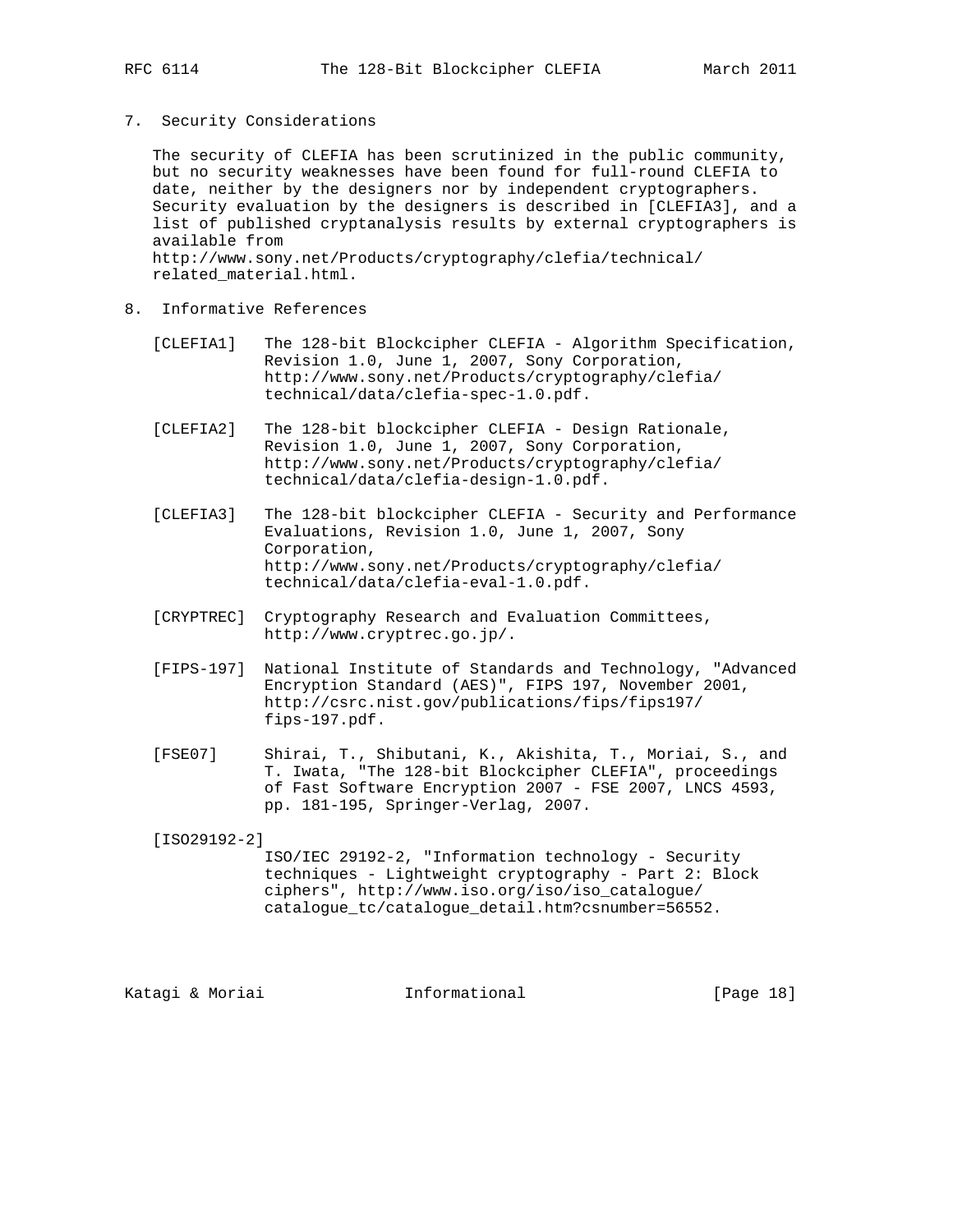## 7. Security Considerations

The security of CLEFIA has been scrutinized in the public community, but no security weaknesses have been found for full-round CLEFIA to date, neither by the designers nor by independent cryptographers. Security evaluation by the designers is described in [CLEFIA3], and a list of published cryptanalysis results by external cryptographers is available from http://www.sony.net/Products/cryptography/clefia/technical/related_material.html.

## 8. Informative References

[CLEFIA1] The 128-bit Blockcipher CLEFIA - Algorithm Specification, Revision 1.0, June 1, 2007, Sony Corporation, http://www.sony.net/Products/cryptography/clefia/technical/data/clefia-spec-1.0.pdf.

[CLEFIA2] The 128-bit blockcipher CLEFIA - Design Rationale, Revision 1.0, June 1, 2007, Sony Corporation, http://www.sony.net/Products/cryptography/clefia/technical/data/clefia-design-1.0.pdf.

[CLEFIA3] The 128-bit blockcipher CLEFIA - Security and Performance Evaluations, Revision 1.0, June 1, 2007, Sony Corporation, http://www.sony.net/Products/cryptography/clefia/technical/data/clefia-eval-1.0.pdf.

[CRYPTREC] Cryptography Research and Evaluation Committees, http://www.cryptrec.go.jp/.

[FIPS-197] National Institute of Standards and Technology, "Advanced Encryption Standard (AES)", FIPS 197, November 2001, http://csrc.nist.gov/publications/fips/fips197/fips-197.pdf.

[FSE07] Shirai, T., Shibutani, K., Akishita, T., Moriai, S., and T. Iwata, "The 128-bit Blockcipher CLEFIA", proceedings of Fast Software Encryption 2007 - FSE 2007, LNCS 4593, pp. 181-195, Springer-Verlag, 2007.

[ISO29192-2] ISO/IEC 29192-2, "Information technology - Security techniques - Lightweight cryptography - Part 2: Block ciphers", http://www.iso.org/iso/iso_catalogue/catalogue_tc/catalogue_detail.htm?csnumber=56552.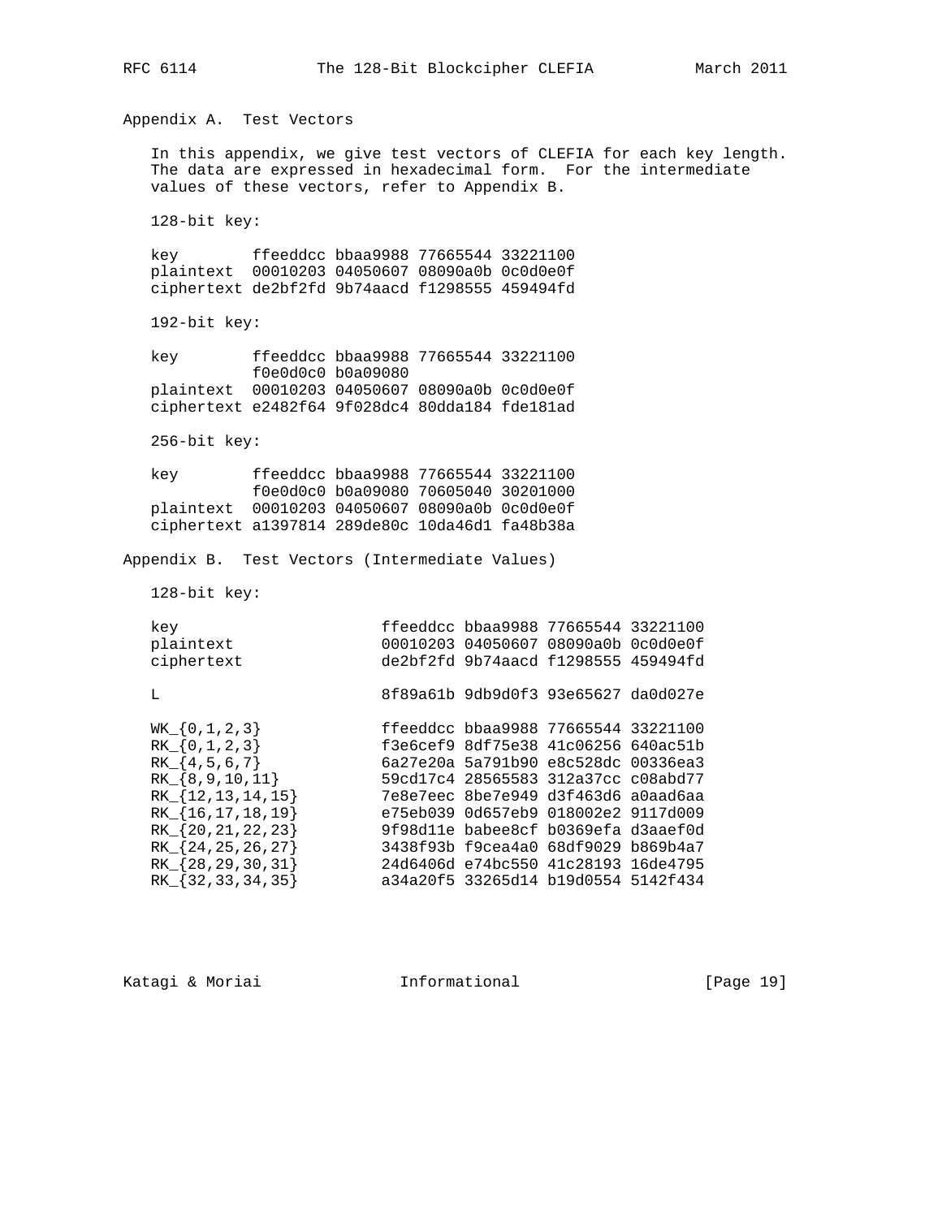## Appendix A. Test Vectors

In this appendix, we give test vectors of CLEFIA for each key length. The data are expressed in hexadecimal form. For the intermediate values of these vectors, refer to Appendix B.

128-bit key:

```
key        ffeeddcc bbaa9988 77665544 33221100
plaintext  00010203 04050607 08090a0b 0c0d0e0f
ciphertext de2bf2fd 9b74aacd f1298555 459494fd
```

192-bit key:

```
key        ffeeddcc bbaa9988 77665544 33221100
           f0e0d0c0 b0a09080
plaintext  00010203 04050607 08090a0b 0c0d0e0f
ciphertext e2482f64 9f028dc4 80dda184 fde181ad
```

256-bit key:

```
key        ffeeddcc bbaa9988 77665544 33221100
           f0e0d0c0 b0a09080 70605040 30201000
plaintext  00010203 04050607 08090a0b 0c0d0e0f
ciphertext a1397814 289de80c 10da46d1 fa48b38a
```

## Appendix B. Test Vectors (Intermediate Values)

128-bit key:

```
key                   ffeeddcc bbaa9988 77665544 33221100
plaintext             00010203 04050607 08090a0b 0c0d0e0f
ciphertext            de2bf2fd 9b74aacd f1298555 459494fd

L                     8f89a61b 9db9d0f3 93e65627 da0d027e

WK_{0,1,2,3}          ffeeddcc bbaa9988 77665544 33221100
RK_{0,1,2,3}          f3e6cef9 8df75e38 41c06256 640ac51b
RK_{4,5,6,7}          6a27e20a 5a791b90 e8c528dc 00336ea3
RK_{8,9,10,11}        59cd17c4 28565583 312a37cc c08abd77
RK_{12,13,14,15}      7e8e7eec 8be7e949 d3f463d6 a0aad6aa
RK_{16,17,18,19}      e75eb039 0d657eb9 018002e2 9117d009
RK_{20,21,22,23}      9f98d11e babee8cf b0369efa d3aaef0d
RK_{24,25,26,27}      3438f93b f9cea4a0 68df9029 b869b4a7
RK_{28,29,30,31}      24d6406d e74bc550 41c28193 16de4795
RK_{32,33,34,35}      a34a20f5 33265d14 b19d0554 5142f434
```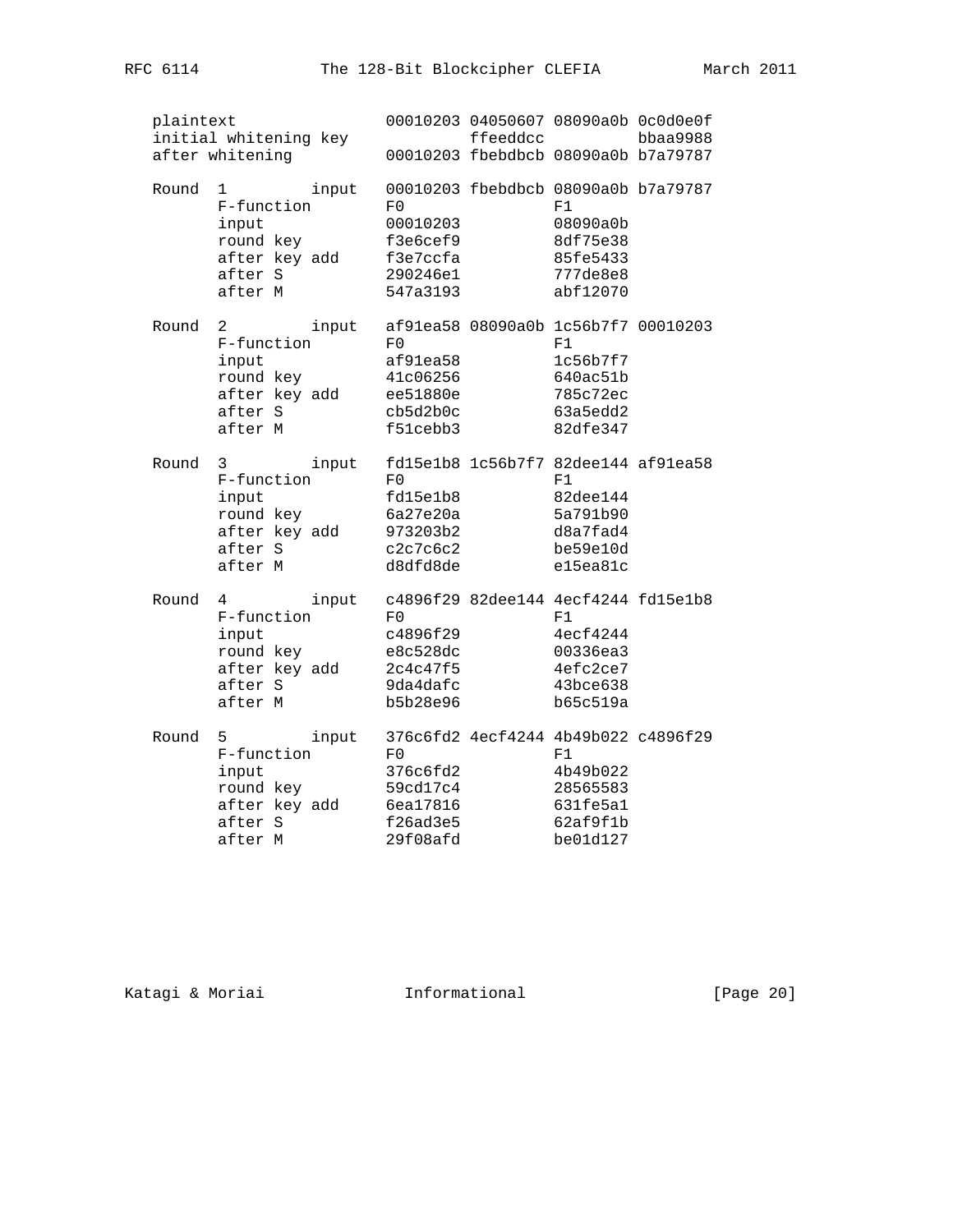```
plaintext                 00010203 04050607 08090a0b 0c0d0e0f
initial whitening key              ffeeddcc          bbaa9988
after whitening           00010203 fbebdbcb 08090a0b b7a79787

Round  1         input    00010203 fbebdbcb 08090a0b b7a79787
       F-function         F0                F1
       input              00010203          08090a0b
       round key          f3e6cef9          8df75e38
       after key add      f3e7ccfa          85fe5433
       after S            290246e1          777de8e8
       after M            547a3193          abf12070

Round  2         input    af91ea58 08090a0b 1c56b7f7 00010203
       F-function         F0                F1
       input              af91ea58          1c56b7f7
       round key          41c06256          640ac51b
       after key add      ee51880e          785c72ec
       after S            cb5d2b0c          63a5edd2
       after M            f51cebb3          82dfe347

Round  3         input    fd15e1b8 1c56b7f7 82dee144 af91ea58
       F-function         F0                F1
       input              fd15e1b8          82dee144
       round key          6a27e20a          5a791b90
       after key add      973203b2          d8a7fad4
       after S            c2c7c6c2          be59e10d
       after M            d8dfd8de          e15ea81c

Round  4         input    c4896f29 82dee144 4ecf4244 fd15e1b8
       F-function         F0                F1
       input              c4896f29          4ecf4244
       round key          e8c528dc          00336ea3
       after key add      2c4c47f5          4efc2ce7
       after S            9da4dafc          43bce638
       after M            b5b28e96          b65c519a

Round  5         input    376c6fd2 4ecf4244 4b49b022 c4896f29
       F-function         F0                F1
       input              376c6fd2          4b49b022
       round key          59cd17c4          28565583
       after key add      6ea17816          631fe5a1
       after S            f26ad3e5          62af9f1b
       after M            29f08afd          be01d127
```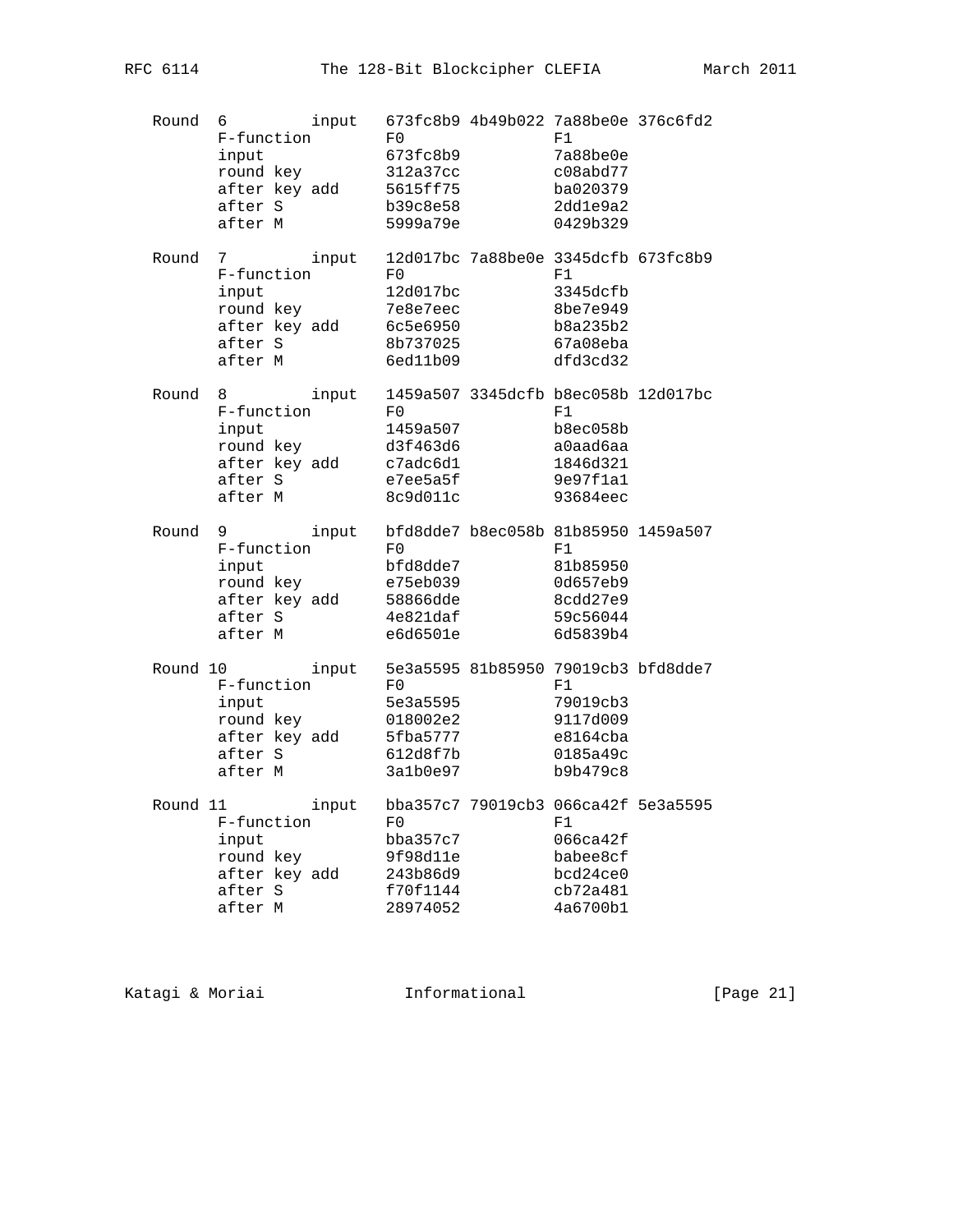```
   Round  6         input   673fc8b9 4b49b022 7a88be0e 376c6fd2
          F-function        F0                F1
          input             673fc8b9          7a88be0e
          round key         312a37cc          c08abd77
          after key add     5615ff75          ba020379
          after S           b39c8e58          2dd1e9a2
          after M           5999a79e          0429b329

   Round  7         input   12d017bc 7a88be0e 3345dcfb 673fc8b9
          F-function        F0                F1
          input             12d017bc          3345dcfb
          round key         7e8e7eec          8be7e949
          after key add     6c5e6950          b8a235b2
          after S           8b737025          67a08eba
          after M           6ed11b09          dfd3cd32

   Round  8         input   1459a507 3345dcfb b8ec058b 12d017bc
          F-function        F0                F1
          input             1459a507          b8ec058b
          round key         d3f463d6          a0aad6aa
          after key add     c7adc6d1          1846d321
          after S           e7ee5a5f          9e97f1a1
          after M           8c9d011c          93684eec

   Round  9         input   bfd8dde7 b8ec058b 81b85950 1459a507
          F-function        F0                F1
          input             bfd8dde7          81b85950
          round key         e75eb039          0d657eb9
          after key add     58866dde          8cdd27e9
          after S           4e821daf          59c56044
          after M           e6d6501e          6d5839b4

   Round 10         input   5e3a5595 81b85950 79019cb3 bfd8dde7
          F-function        F0                F1
          input             5e3a5595          79019cb3
          round key         018002e2          9117d009
          after key add     5fba5777          e8164cba
          after S           612d8f7b          0185a49c
          after M           3a1b0e97          b9b479c8

   Round 11         input   bba357c7 79019cb3 066ca42f 5e3a5595
          F-function        F0                F1
          input             bba357c7          066ca42f
          round key         9f98d11e          babee8cf
          after key add     243b86d9          bcd24ce0
          after S           f70f1144          cb72a481
          after M           28974052          4a6700b1
```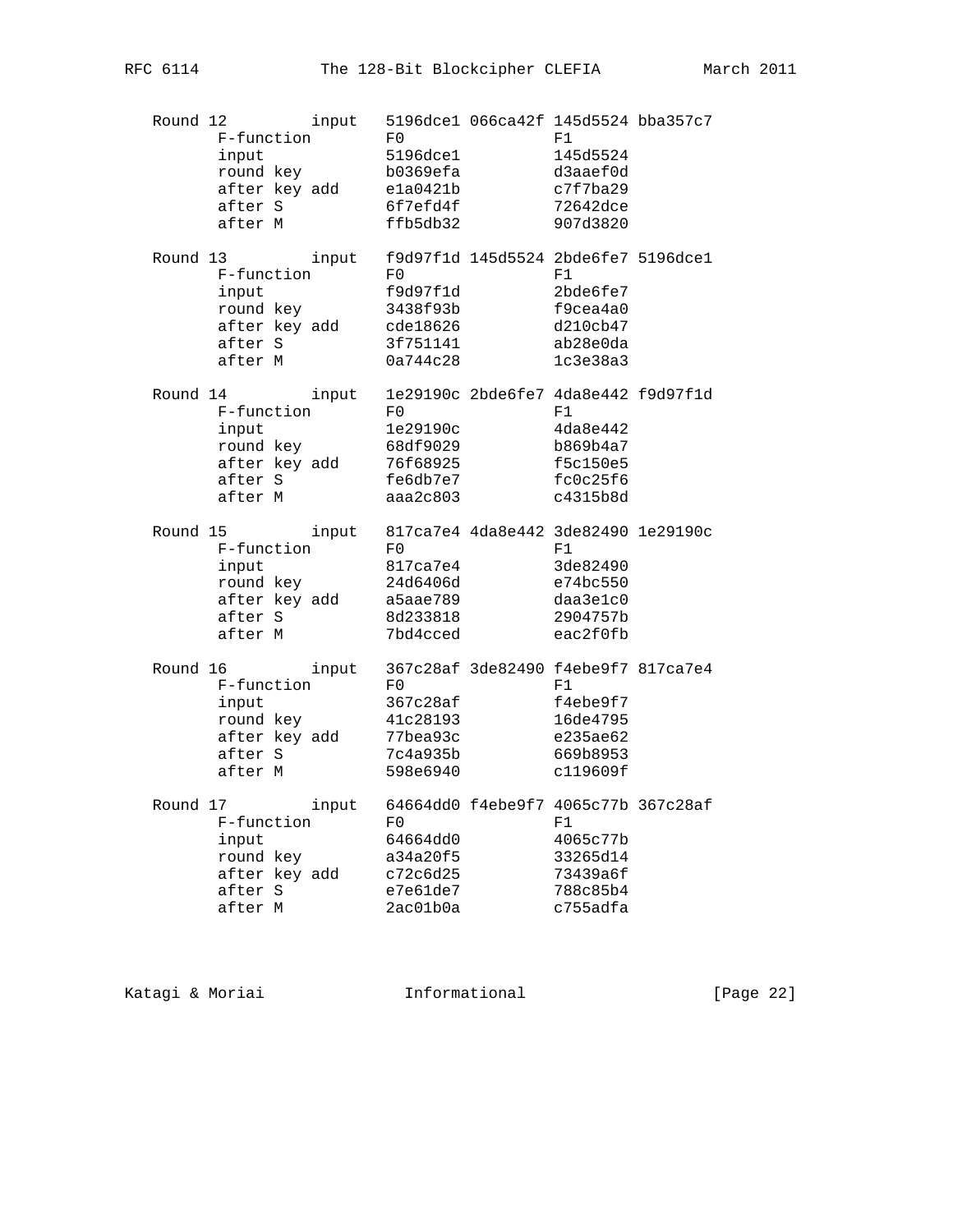```
   Round 12         input   5196dce1 066ca42f 145d5524 bba357c7
          F-function        F0                F1
          input             5196dce1          145d5524
          round key         b0369efa          d3aaef0d
          after key add     e1a0421b          c7f7ba29
          after S           6f7efd4f          72642dce
          after M           ffb5db32          907d3820

   Round 13         input   f9d97f1d 145d5524 2bde6fe7 5196dce1
          F-function        F0                F1
          input             f9d97f1d          2bde6fe7
          round key         3438f93b          f9cea4a0
          after key add     cde18626          d210cb47
          after S           3f751141          ab28e0da
          after M           0a744c28          1c3e38a3

   Round 14         input   1e29190c 2bde6fe7 4da8e442 f9d97f1d
          F-function        F0                F1
          input             1e29190c          4da8e442
          round key         68df9029          b869b4a7
          after key add     76f68925          f5c150e5
          after S           fe6db7e7          fc0c25f6
          after M           aaa2c803          c4315b8d

   Round 15         input   817ca7e4 4da8e442 3de82490 1e29190c
          F-function        F0                F1
          input             817ca7e4          3de82490
          round key         24d6406d          e74bc550
          after key add     a5aae789          daa3e1c0
          after S           8d233818          2904757b
          after M           7bd4cced          eac2f0fb

   Round 16         input   367c28af 3de82490 f4ebe9f7 817ca7e4
          F-function        F0                F1
          input             367c28af          f4ebe9f7
          round key         41c28193          16de4795
          after key add     77bea93c          e235ae62
          after S           7c4a935b          669b8953
          after M           598e6940          c119609f

   Round 17         input   64664dd0 f4ebe9f7 4065c77b 367c28af
          F-function        F0                F1
          input             64664dd0          4065c77b
          round key         a34a20f5          33265d14
          after key add     c72c6d25          73439a6f
          after S           e7e61de7          788c85b4
          after M           2ac01b0a          c755adfa
```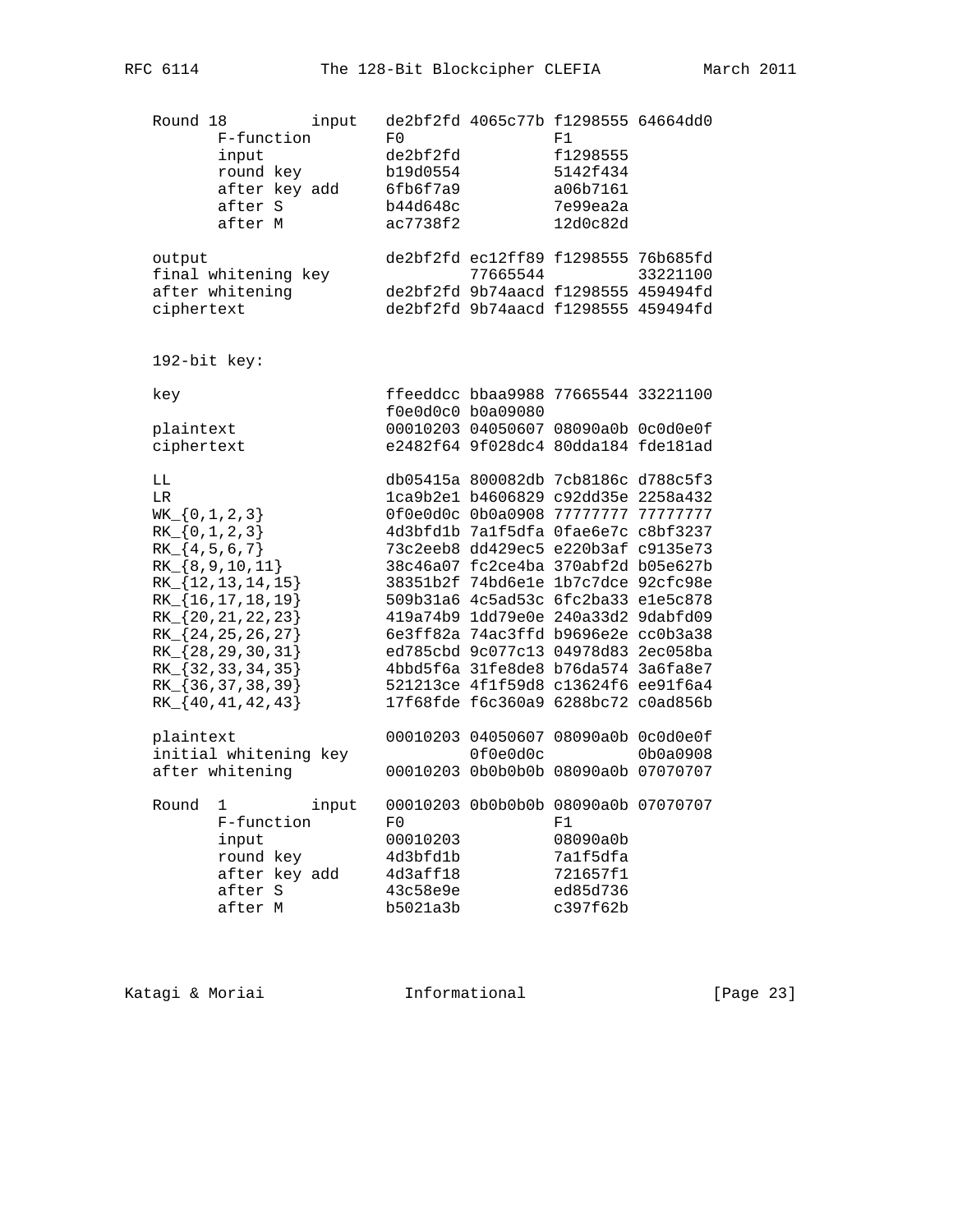```
   Round 18         input   de2bf2fd 4065c77b f1298555 64664dd0
          F-function        F0                F1
          input             de2bf2fd          f1298555
          round key         b19d0554          5142f434
          after key add     6fb6f7a9          a06b7161
          after S           b44d648c          7e99ea2a
          after M           ac7738f2          12d0c82d

   output                   de2bf2fd ec12ff89 f1298555 76b685fd
   final whitening key               77665544          33221100
   after whitening          de2bf2fd 9b74aacd f1298555 459494fd
   ciphertext               de2bf2fd 9b74aacd f1298555 459494fd


   192-bit key:

   key                      ffeeddcc bbaa9988 77665544 33221100
                            f0e0d0c0 b0a09080
   plaintext                00010203 04050607 08090a0b 0c0d0e0f
   ciphertext               e2482f64 9f028dc4 80dda184 fde181ad

   LL                       db05415a 800082db 7cb8186c d788c5f3
   LR                       1ca9b2e1 b4606829 c92dd35e 2258a432
   WK_{0,1,2,3}             0f0e0d0c 0b0a0908 77777777 77777777
   RK_{0,1,2,3}             4d3bfd1b 7a1f5dfa 0fae6e7c c8bf3237
   RK_{4,5,6,7}             73c2eeb8 dd429ec5 e220b3af c9135e73
   RK_{8,9,10,11}           38c46a07 fc2ce4ba 370abf2d b05e627b
   RK_{12,13,14,15}         38351b2f 74bd6e1e 1b7c7dce 92cfc98e
   RK_{16,17,18,19}         509b31a6 4c5ad53c 6fc2ba33 e1e5c878
   RK_{20,21,22,23}         419a74b9 1dd79e0e 240a33d2 9dabfd09
   RK_{24,25,26,27}         6e3ff82a 74ac3ffd b9696e2e cc0b3a38
   RK_{28,29,30,31}         ed785cbd 9c077c13 04978d83 2ec058ba
   RK_{32,33,34,35}         4bbd5f6a 31fe8de8 b76da574 3a6fa8e7
   RK_{36,37,38,39}         521213ce 4f1f59d8 c13624f6 ee91f6a4
   RK_{40,41,42,43}         17f68fde f6c360a9 6288bc72 c0ad856b

   plaintext                00010203 04050607 08090a0b 0c0d0e0f
   initial whitening key             0f0e0d0c          0b0a0908
   after whitening          00010203 0b0b0b0b 08090a0b 07070707

   Round  1         input   00010203 0b0b0b0b 08090a0b 07070707
          F-function        F0                F1
          input             00010203          08090a0b
          round key         4d3bfd1b          7a1f5dfa
          after key add     4d3aff18          721657f1
          after S           43c58e9e          ed85d736
          after M           b5021a3b          c397f62b
```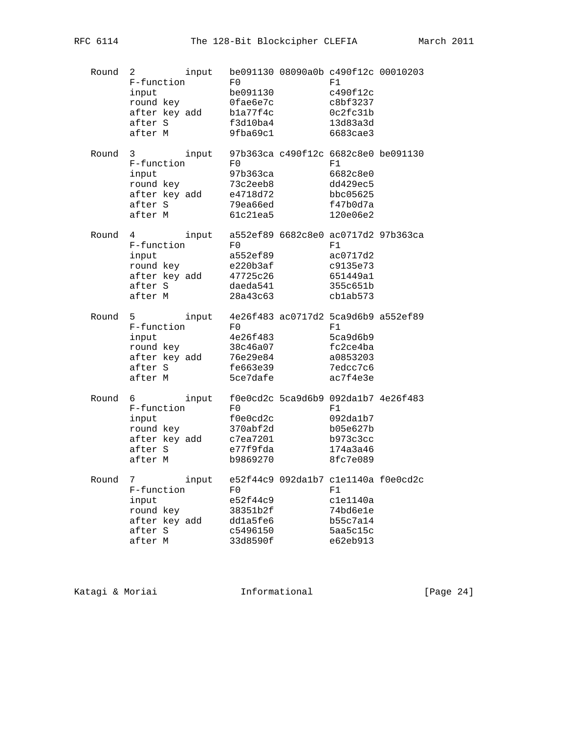```
   Round  2         input   be091130 08090a0b c490f12c 00010203
          F-function        F0                F1
          input             be091130          c490f12c
          round key         0fae6e7c          c8bf3237
          after key add     b1a77f4c          0c2fc31b
          after S           f3d10ba4          13d83a3d
          after M           9fba69c1          6683cae3

   Round  3         input   97b363ca c490f12c 6682c8e0 be091130
          F-function        F0                F1
          input             97b363ca          6682c8e0
          round key         73c2eeb8          dd429ec5
          after key add     e4718d72          bbc05625
          after S           79ea66ed          f47b0d7a
          after M           61c21ea5          120e06e2

   Round  4         input   a552ef89 6682c8e0 ac0717d2 97b363ca
          F-function        F0                F1
          input             a552ef89          ac0717d2
          round key         e220b3af          c9135e73
          after key add     47725c26          651449a1
          after S           daeda541          355c651b
          after M           28a43c63          cb1ab573

   Round  5         input   4e26f483 ac0717d2 5ca9d6b9 a552ef89
          F-function        F0                F1
          input             4e26f483          5ca9d6b9
          round key         38c46a07          fc2ce4ba
          after key add     76e29e84          a0853203
          after S           fe663e39          7edcc7c6
          after M           5ce7dafe          ac7f4e3e

   Round  6         input   f0e0cd2c 5ca9d6b9 092da1b7 4e26f483
          F-function        F0                F1
          input             f0e0cd2c          092da1b7
          round key         370abf2d          b05e627b
          after key add     c7ea7201          b973c3cc
          after S           e77f9fda          174a3a46
          after M           b9869270          8fc7e089

   Round  7         input   e52f44c9 092da1b7 c1e1140a f0e0cd2c
          F-function        F0                F1
          input             e52f44c9          c1e1140a
          round key         38351b2f          74bd6e1e
          after key add     dd1a5fe6          b55c7a14
          after S           c5496150          5aa5c15c
          after M           33d8590f          e62eb913
```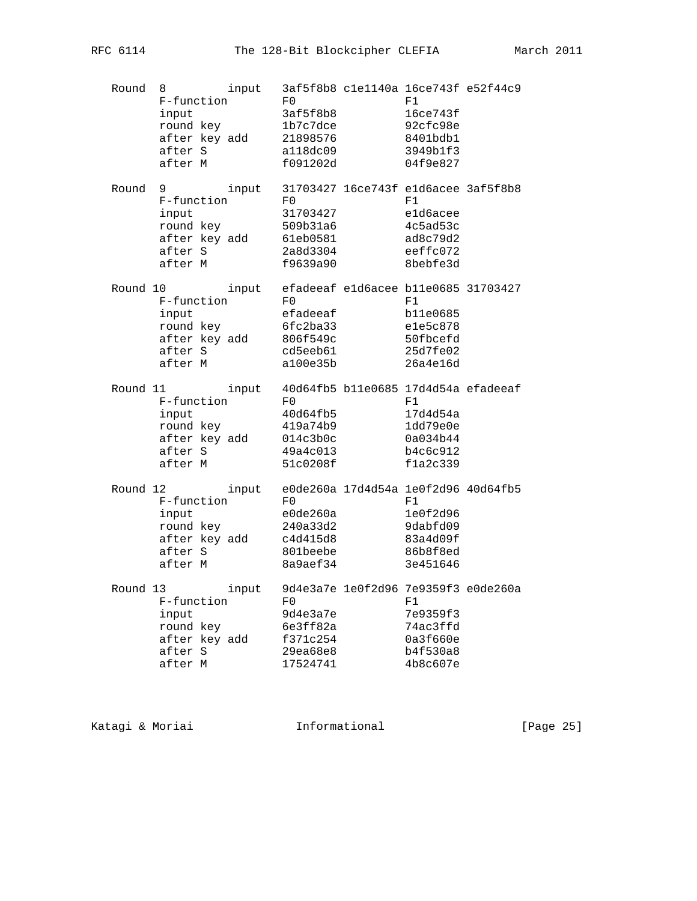```
   Round  8         input   3af5f8b8 c1e1140a 16ce743f e52f44c9
         F-function         F0                F1
         input              3af5f8b8          16ce743f
         round key          1b7c7dce          92cfc98e
         after key add      21898576          8401bdb1
         after S            a118dc09          3949b1f3
         after M            f091202d          04f9e827

   Round  9         input   31703427 16ce743f e1d6acee 3af5f8b8
         F-function         F0                F1
         input              31703427          e1d6acee
         round key          509b31a6          4c5ad53c
         after key add      61eb0581          ad8c79d2
         after S            2a8d3304          eeffc072
         after M            f9639a90          8bebfe3d

   Round 10         input   efadeeaf e1d6acee b11e0685 31703427
         F-function         F0                F1
         input              efadeeaf          b11e0685
         round key          6fc2ba33          e1e5c878
         after key add      806f549c          50fbcefd
         after S            cd5eeb61          25d7fe02
         after M            a100e35b          26a4e16d

   Round 11         input   40d64fb5 b11e0685 17d4d54a efadeeaf
         F-function         F0                F1
         input              40d64fb5          17d4d54a
         round key          419a74b9          1dd79e0e
         after key add      014c3b0c          0a034b44
         after S            49a4c013          b4c6c912
         after M            51c0208f          f1a2c339

   Round 12         input   e0de260a 17d4d54a 1e0f2d96 40d64fb5
         F-function         F0                F1
         input              e0de260a          1e0f2d96
         round key          240a33d2          9dabfd09
         after key add      c4d415d8          83a4d09f
         after S            801beebe          86b8f8ed
         after M            8a9aef34          3e451646

   Round 13         input   9d4e3a7e 1e0f2d96 7e9359f3 e0de260a
         F-function         F0                F1
         input              9d4e3a7e          7e9359f3
         round key          6e3ff82a          74ac3ffd
         after key add      f371c254          0a3f660e
         after S            29ea68e8          b4f530a8
         after M            17524741          4b8c607e
```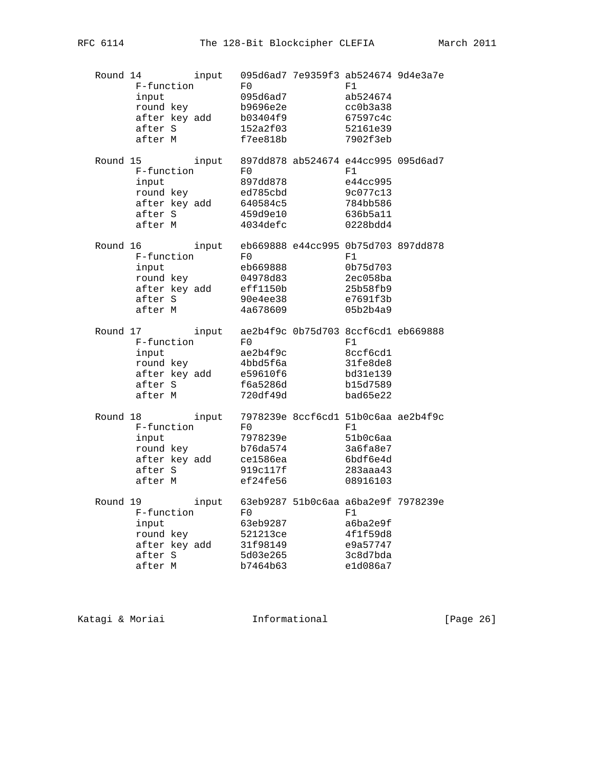```
   Round 14         input    095d6ad7 7e9359f3 ab524674 9d4e3a7e
          F-function         F0                F1
          input              095d6ad7          ab524674
          round key          b9696e2e          cc0b3a38
          after key add      b03404f9          67597c4c
          after S            152a2f03          52161e39
          after M            f7ee818b          7902f3eb

   Round 15         input    897dd878 ab524674 e44cc995 095d6ad7
          F-function         F0                F1
          input              897dd878          e44cc995
          round key          ed785cbd          9c077c13
          after key add      640584c5          784bb586
          after S            459d9e10          636b5a11
          after M            4034defc          0228bdd4

   Round 16         input    eb669888 e44cc995 0b75d703 897dd878
          F-function         F0                F1
          input              eb669888          0b75d703
          round key          04978d83          2ec058ba
          after key add      eff1150b          25b58fb9
          after S            90e4ee38          e7691f3b
          after M            4a678609          05b2b4a9

   Round 17         input    ae2b4f9c 0b75d703 8ccf6cd1 eb669888
          F-function         F0                F1
          input              ae2b4f9c          8ccf6cd1
          round key          4bbd5f6a          31fe8de8
          after key add      e59610f6          bd31e139
          after S            f6a5286d          b15d7589
          after M            720df49d          bad65e22

   Round 18         input    7978239e 8ccf6cd1 51b0c6aa ae2b4f9c
          F-function         F0                F1
          input              7978239e          51b0c6aa
          round key          b76da574          3a6fa8e7
          after key add      ce1586ea          6bdf6e4d
          after S            919c117f          283aaa43
          after M            ef24fe56          08916103

   Round 19         input    63eb9287 51b0c6aa a6ba2e9f 7978239e
          F-function         F0                F1
          input              63eb9287          a6ba2e9f
          round key          521213ce          4f1f59d8
          after key add      31f98149          e9a57747
          after S            5d03e265          3c8d7bda
          after M            b7464b63          e1d086a7
```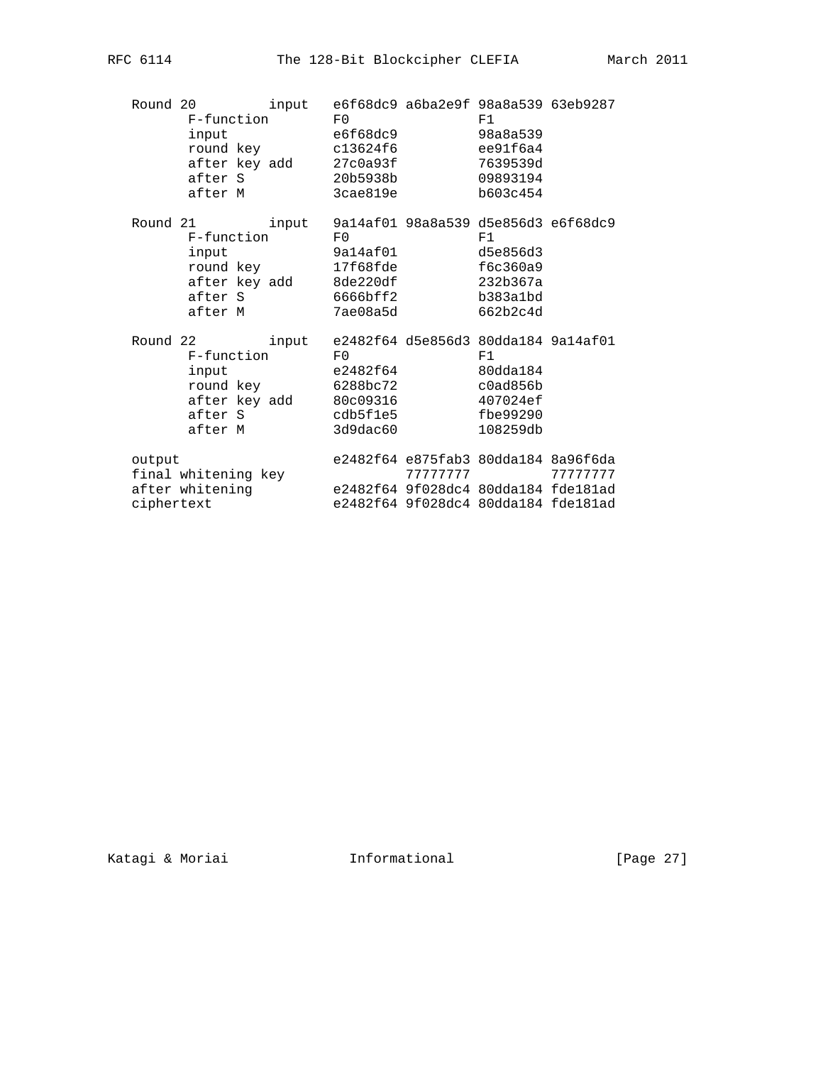```
   Round 20         input   e6f68dc9 a6ba2e9f 98a8a539 63eb9287
          F-function        F0                F1
          input             e6f68dc9          98a8a539
          round key         c13624f6          ee91f6a4
          after key add     27c0a93f          7639539d
          after S           20b5938b          09893194
          after M           3cae819e          b603c454

   Round 21         input   9a14af01 98a8a539 d5e856d3 e6f68dc9
          F-function        F0                F1
          input             9a14af01          d5e856d3
          round key         17f68fde          f6c360a9
          after key add     8de220df          232b367a
          after S           6666bff2          b383a1bd
          after M           7ae08a5d          662b2c4d

   Round 22         input   e2482f64 d5e856d3 80dda184 9a14af01
          F-function        F0                F1
          input             e2482f64          80dda184
          round key         6288bc72          c0ad856b
          after key add     80c09316          407024ef
          after S           cdb5f1e5          fbe99290
          after M           3d9dac60          108259db

   output                   e2482f64 e875fab3 80dda184 8a96f6da
   final whitening key               77777777          77777777
   after whitening          e2482f64 9f028dc4 80dda184 fde181ad
   ciphertext               e2482f64 9f028dc4 80dda184 fde181ad
```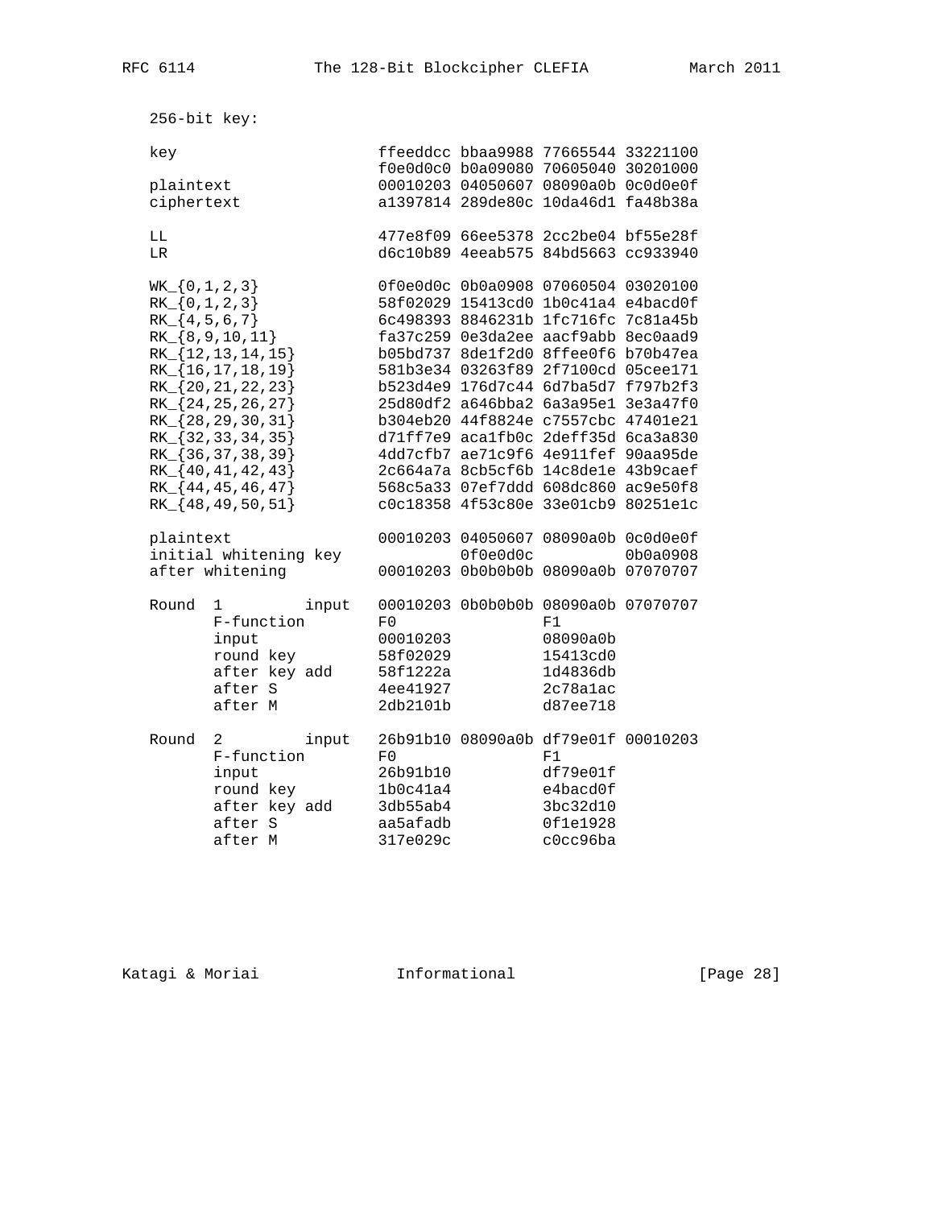```
   256-bit key:

   key                    ffeeddcc bbaa9988 77665544 33221100
                          f0e0d0c0 b0a09080 70605040 30201000
   plaintext              00010203 04050607 08090a0b 0c0d0e0f
   ciphertext             a1397814 289de80c 10da46d1 fa48b38a

   LL                     477e8f09 66ee5378 2cc2be04 bf55e28f
   LR                     d6c10b89 4eeab575 84bd5663 cc933940

   WK_{0,1,2,3}           0f0e0d0c 0b0a0908 07060504 03020100
   RK_{0,1,2,3}           58f02029 15413cd0 1b0c41a4 e4bacd0f
   RK_{4,5,6,7}           6c498393 8846231b 1fc716fc 7c81a45b
   RK_{8,9,10,11}         fa37c259 0e3da2ee aacf9abb 8ec0aad9
   RK_{12,13,14,15}       b05bd737 8de1f2d0 8ffee0f6 b70b47ea
   RK_{16,17,18,19}       581b3e34 03263f89 2f7100cd 05cee171
   RK_{20,21,22,23}       b523d4e9 176d7c44 6d7ba5d7 f797b2f3
   RK_{24,25,26,27}       25d80df2 a646bba2 6a3a95e1 3e3a47f0
   RK_{28,29,30,31}       b304eb20 44f8824e c7557cbc 47401e21
   RK_{32,33,34,35}       d71ff7e9 aca1fb0c 2deff35d 6ca3a830
   RK_{36,37,38,39}       4dd7cfb7 ae71c9f6 4e911fef 90aa95de
   RK_{40,41,42,43}       2c664a7a 8cb5cf6b 14c8de1e 43b9caef
   RK_{44,45,46,47}       568c5a33 07ef7ddd 608dc860 ac9e50f8
   RK_{48,49,50,51}       c0c18358 4f53c80e 33e01cb9 80251e1c

   plaintext              00010203 04050607 08090a0b 0c0d0e0f
   initial whitening key           0f0e0d0c          0b0a0908
   after whitening        00010203 0b0b0b0b 08090a0b 07070707

   Round  1        input  00010203 0b0b0b0b 08090a0b 07070707
          F-function      F0                F1
          input           00010203          08090a0b
          round key       58f02029          15413cd0
          after key add   58f1222a          1d4836db
          after S         4ee41927          2c78a1ac
          after M         2db2101b          d87ee718

   Round  2        input  26b91b10 08090a0b df79e01f 00010203
          F-function      F0                F1
          input           26b91b10          df79e01f
          round key       1b0c41a4          e4bacd0f
          after key add   3db55ab4          3bc32d10
          after S         aa5afadb          0f1e1928
          after M         317e029c          c0cc96ba
```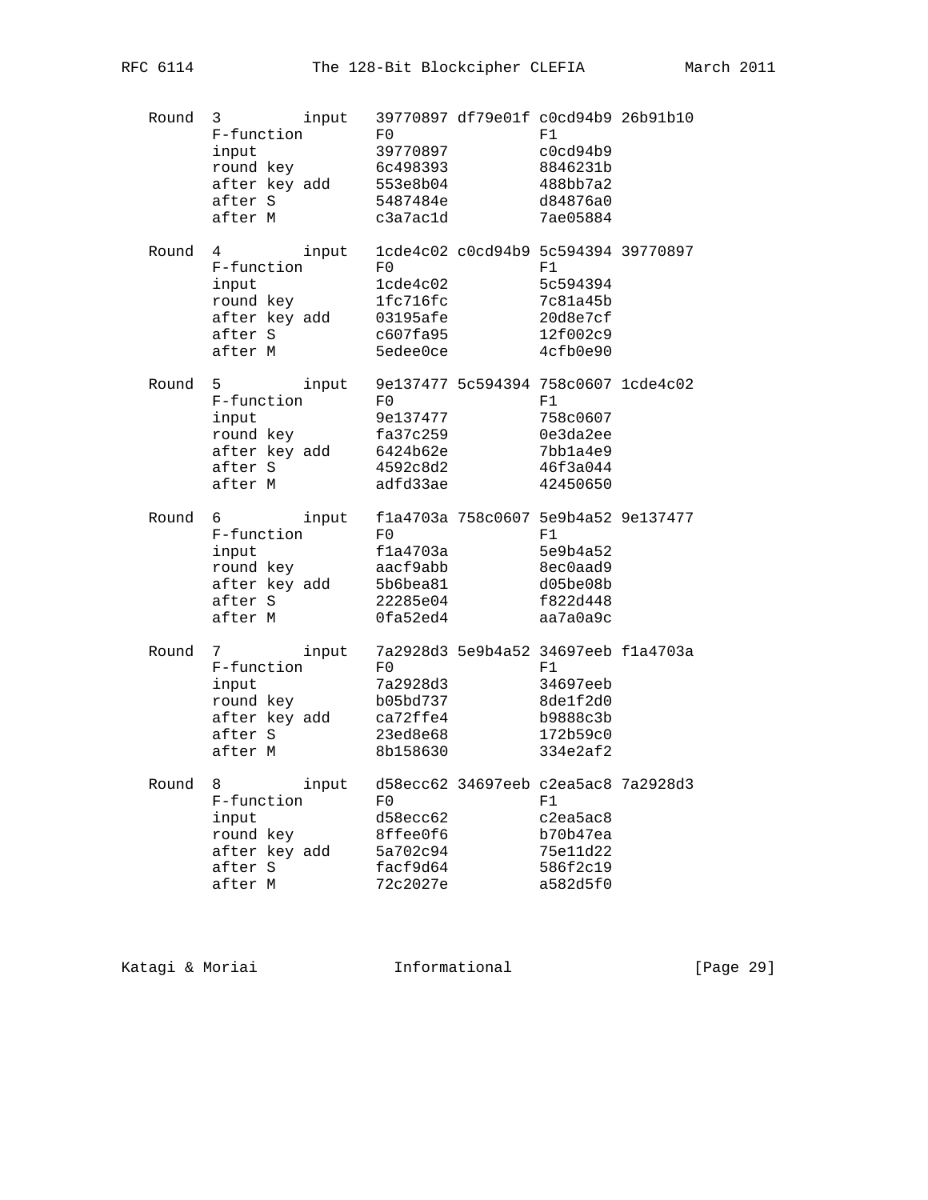```
   Round  3         input   39770897 df79e01f c0cd94b9 26b91b10
          F-function        F0                F1
          input             39770897          c0cd94b9
          round key         6c498393          8846231b
          after key add     553e8b04          488bb7a2
          after S           5487484e          d84876a0
          after M           c3a7ac1d          7ae05884

   Round  4         input   1cde4c02 c0cd94b9 5c594394 39770897
          F-function        F0                F1
          input             1cde4c02          5c594394
          round key         1fc716fc          7c81a45b
          after key add     03195afe          20d8e7cf
          after S           c607fa95          12f002c9
          after M           5edee0ce          4cfb0e90

   Round  5         input   9e137477 5c594394 758c0607 1cde4c02
          F-function        F0                F1
          input             9e137477          758c0607
          round key         fa37c259          0e3da2ee
          after key add     6424b62e          7bb1a4e9
          after S           4592c8d2          46f3a044
          after M           adfd33ae          42450650

   Round  6         input   f1a4703a 758c0607 5e9b4a52 9e137477
          F-function        F0                F1
          input             f1a4703a          5e9b4a52
          round key         aacf9abb          8ec0aad9
          after key add     5b6bea81          d05be08b
          after S           22285e04          f822d448
          after M           0fa52ed4          aa7a0a9c

   Round  7         input   7a2928d3 5e9b4a52 34697eeb f1a4703a
          F-function        F0                F1
          input             7a2928d3          34697eeb
          round key         b05bd737          8de1f2d0
          after key add     ca72ffe4          b9888c3b
          after S           23ed8e68          172b59c0
          after M           8b158630          334e2af2

   Round  8         input   d58ecc62 34697eeb c2ea5ac8 7a2928d3
          F-function        F0                F1
          input             d58ecc62          c2ea5ac8
          round key         8ffee0f6          b70b47ea
          after key add     5a702c94          75e11d22
          after S           facf9d64          586f2c19
          after M           72c2027e          a582d5f0
```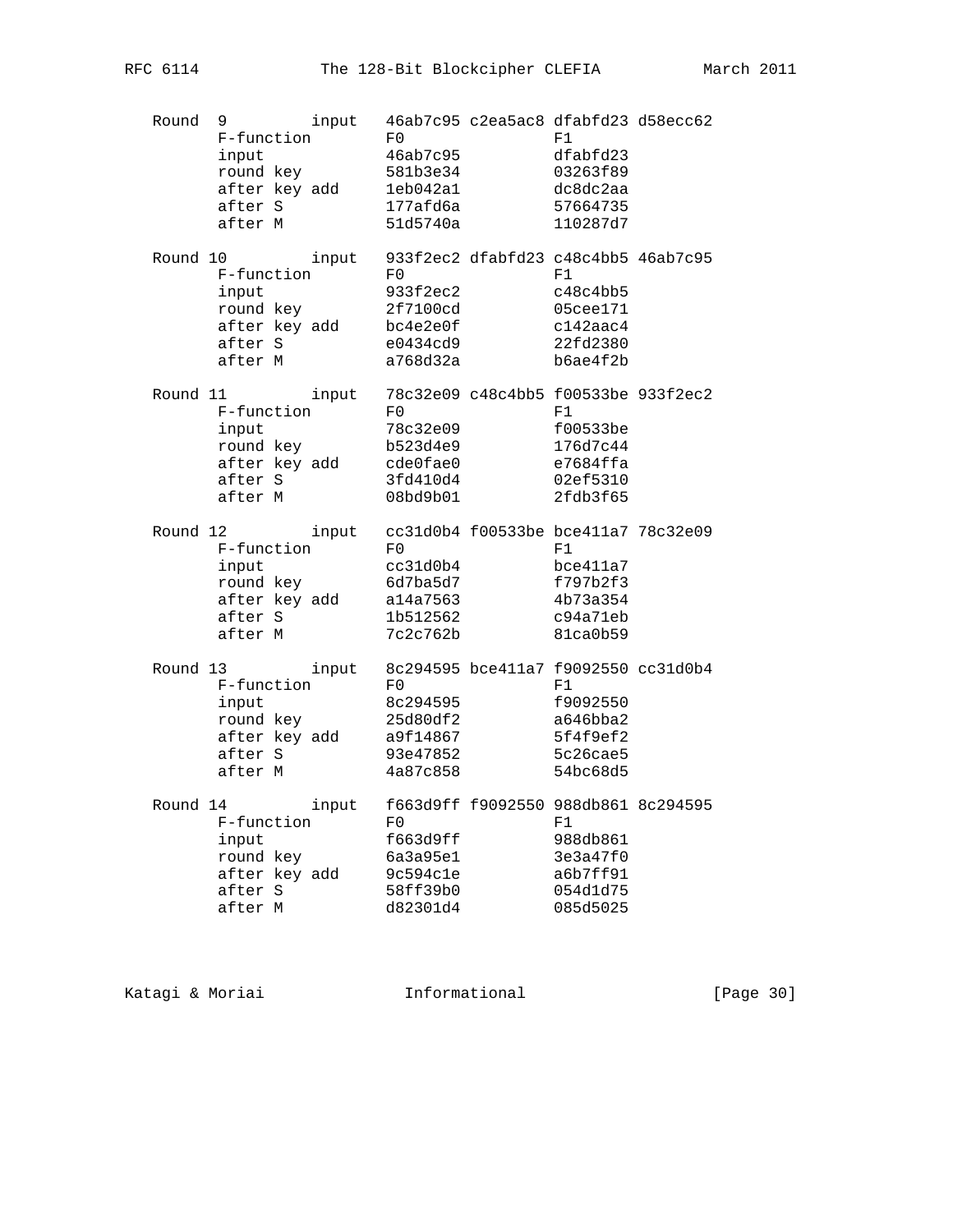```
   Round  9         input   46ab7c95 c2ea5ac8 dfabfd23 d58ecc62
          F-function        F0                F1
          input             46ab7c95          dfabfd23
          round key         581b3e34          03263f89
          after key add     1eb042a1          dc8dc2aa
          after S           177afd6a          57664735
          after M           51d5740a          110287d7

   Round 10         input   933f2ec2 dfabfd23 c48c4bb5 46ab7c95
          F-function        F0                F1
          input             933f2ec2          c48c4bb5
          round key         2f7100cd          05cee171
          after key add     bc4e2e0f          c142aac4
          after S           e0434cd9          22fd2380
          after M           a768d32a          b6ae4f2b

   Round 11         input   78c32e09 c48c4bb5 f00533be 933f2ec2
          F-function        F0                F1
          input             78c32e09          f00533be
          round key         b523d4e9          176d7c44
          after key add     cde0fae0          e7684ffa
          after S           3fd410d4          02ef5310
          after M           08bd9b01          2fdb3f65

   Round 12         input   cc31d0b4 f00533be bce411a7 78c32e09
          F-function        F0                F1
          input             cc31d0b4          bce411a7
          round key         6d7ba5d7          f797b2f3
          after key add     a14a7563          4b73a354
          after S           1b512562          c94a71eb
          after M           7c2c762b          81ca0b59

   Round 13         input   8c294595 bce411a7 f9092550 cc31d0b4
          F-function        F0                F1
          input             8c294595          f9092550
          round key         25d80df2          a646bba2
          after key add     a9f14867          5f4f9ef2
          after S           93e47852          5c26cae5
          after M           4a87c858          54bc68d5

   Round 14         input   f663d9ff f9092550 988db861 8c294595
          F-function        F0                F1
          input             f663d9ff          988db861
          round key         6a3a95e1          3e3a47f0
          after key add     9c594c1e          a6b7ff91
          after S           58ff39b0          054d1d75
          after M           d82301d4          085d5025
```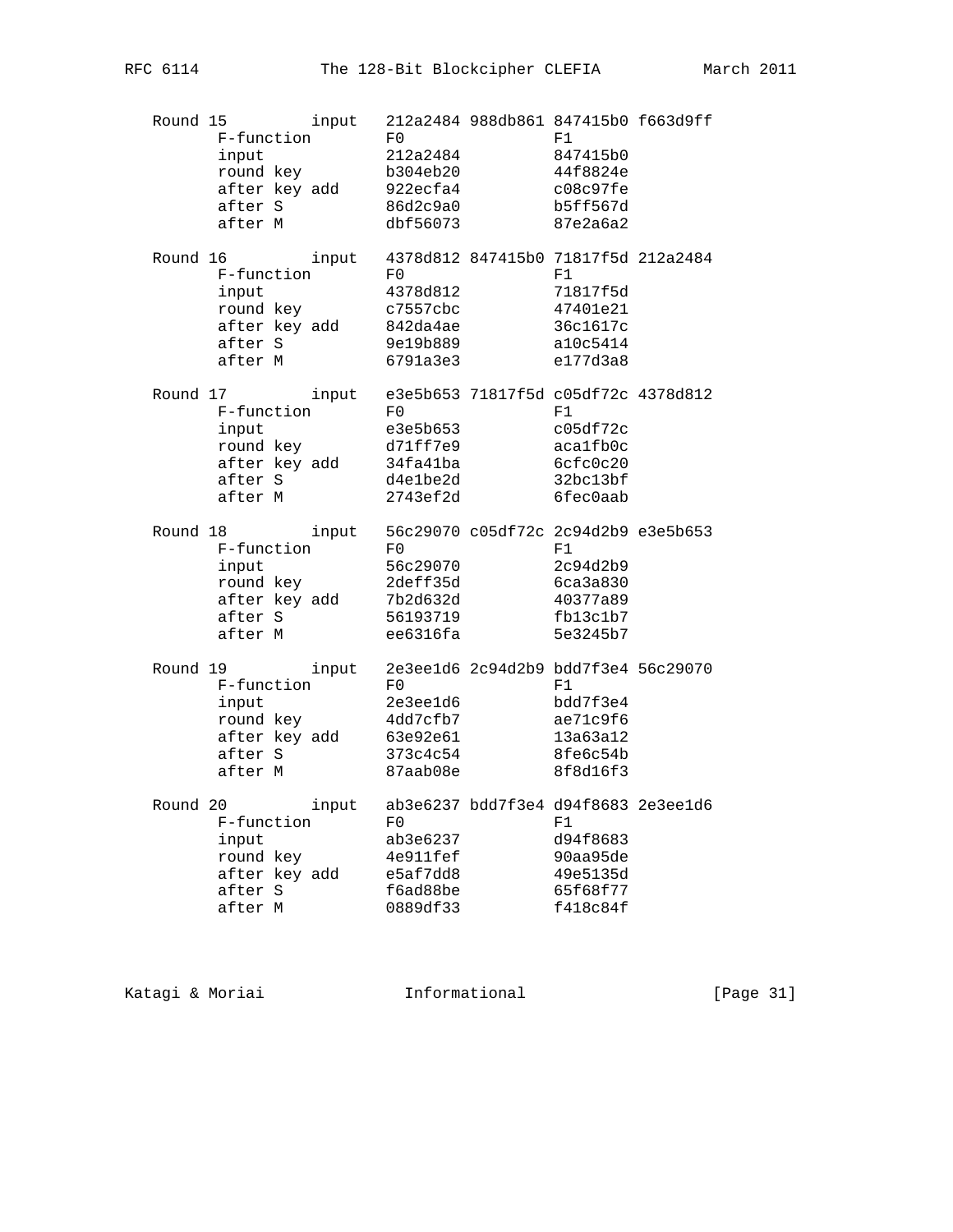```
   Round 15         input   212a2484 988db861 847415b0 f663d9ff
          F-function        F0                F1
          input             212a2484          847415b0
          round key         b304eb20          44f8824e
          after key add     922ecfa4          c08c97fe
          after S           86d2c9a0          b5ff567d
          after M           dbf56073          87e2a6a2

   Round 16         input   4378d812 847415b0 71817f5d 212a2484
          F-function        F0                F1
          input             4378d812          71817f5d
          round key         c7557cbc          47401e21
          after key add     842da4ae          36c1617c
          after S           9e19b889          a10c5414
          after M           6791a3e3          e177d3a8

   Round 17         input   e3e5b653 71817f5d c05df72c 4378d812
          F-function        F0                F1
          input             e3e5b653          c05df72c
          round key         d71ff7e9          aca1fb0c
          after key add     34fa41ba          6cfc0c20
          after S           d4e1be2d          32bc13bf
          after M           2743ef2d          6fec0aab

   Round 18         input   56c29070 c05df72c 2c94d2b9 e3e5b653
          F-function        F0                F1
          input             56c29070          2c94d2b9
          round key         2deff35d          6ca3a830
          after key add     7b2d632d          40377a89
          after S           56193719          fb13c1b7
          after M           ee6316fa          5e3245b7

   Round 19         input   2e3ee1d6 2c94d2b9 bdd7f3e4 56c29070
          F-function        F0                F1
          input             2e3ee1d6          bdd7f3e4
          round key         4dd7cfb7          ae71c9f6
          after key add     63e92e61          13a63a12
          after S           373c4c54          8fe6c54b
          after M           87aab08e          8f8d16f3

   Round 20         input   ab3e6237 bdd7f3e4 d94f8683 2e3ee1d6
          F-function        F0                F1
          input             ab3e6237          d94f8683
          round key         4e911fef          90aa95de
          after key add     e5af7dd8          49e5135d
          after S           f6ad88be          65f68f77
          after M           0889df33          f418c84f
```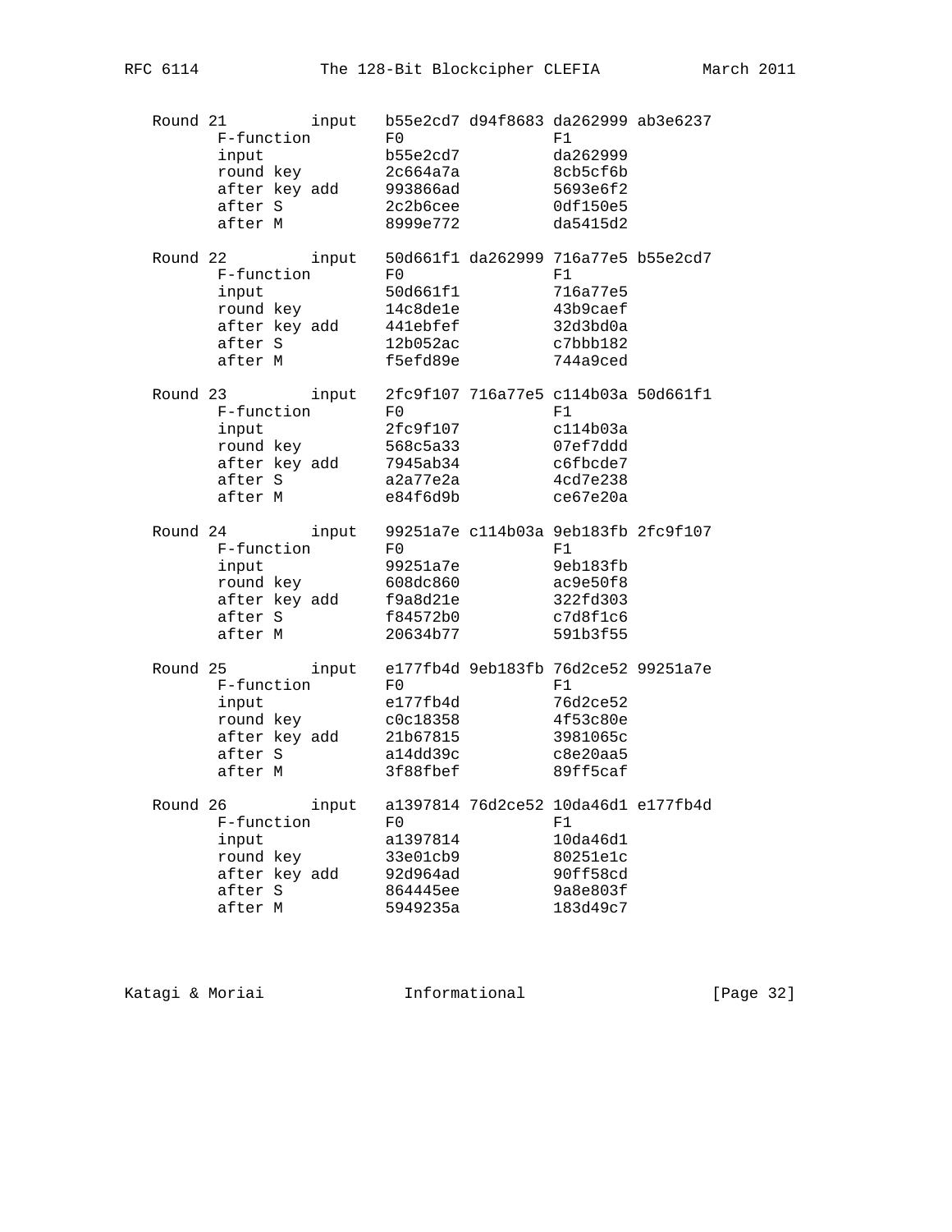```
   Round 21         input   b55e2cd7 d94f8683 da262999 ab3e6237
          F-function        F0                F1
          input             b55e2cd7          da262999
          round key         2c664a7a          8cb5cf6b
          after key add     993866ad          5693e6f2
          after S           2c2b6cee          0df150e5
          after M           8999e772          da5415d2

   Round 22         input   50d661f1 da262999 716a77e5 b55e2cd7
          F-function        F0                F1
          input             50d661f1          716a77e5
          round key         14c8de1e          43b9caef
          after key add     441ebfef          32d3bd0a
          after S           12b052ac          c7bbb182
          after M           f5efd89e          744a9ced

   Round 23         input   2fc9f107 716a77e5 c114b03a 50d661f1
          F-function        F0                F1
          input             2fc9f107          c114b03a
          round key         568c5a33          07ef7ddd
          after key add     7945ab34          c6fbcde7
          after S           a2a77e2a          4cd7e238
          after M           e84f6d9b          ce67e20a

   Round 24         input   99251a7e c114b03a 9eb183fb 2fc9f107
          F-function        F0                F1
          input             99251a7e          9eb183fb
          round key         608dc860          ac9e50f8
          after key add     f9a8d21e          322fd303
          after S           f84572b0          c7d8f1c6
          after M           20634b77          591b3f55

   Round 25         input   e177fb4d 9eb183fb 76d2ce52 99251a7e
          F-function        F0                F1
          input             e177fb4d          76d2ce52
          round key         c0c18358          4f53c80e
          after key add     21b67815          3981065c
          after S           a14dd39c          c8e20aa5
          after M           3f88fbef          89ff5caf

   Round 26         input   a1397814 76d2ce52 10da46d1 e177fb4d
          F-function        F0                F1
          input             a1397814          10da46d1
          round key         33e01cb9          80251e1c
          after key add     92d964ad          90ff58cd
          after S           864445ee          9a8e803f
          after M           5949235a          183d49c7
```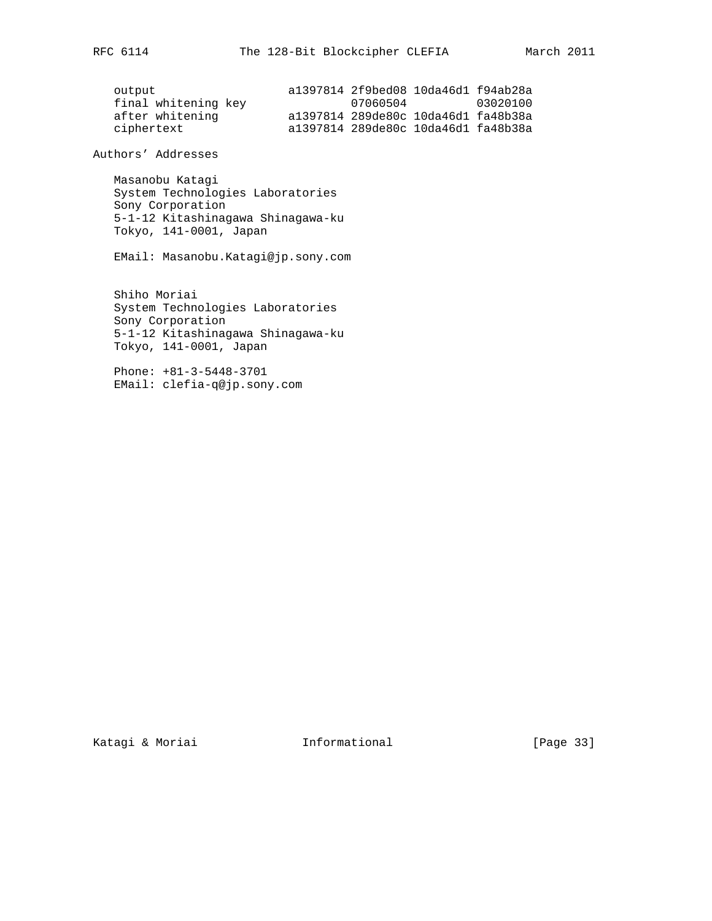```
   output                 a1397814 2f9bed08 10da46d1 f94ab28a
   final whitening key             07060504          03020100
   after whitening        a1397814 289de80c 10da46d1 fa48b38a
   ciphertext             a1397814 289de80c 10da46d1 fa48b38a
```

## Authors' Addresses

Masanobu Katagi
System Technologies Laboratories
Sony Corporation
5-1-12 Kitashinagawa Shinagawa-ku
Tokyo, 141-0001, Japan

EMail: Masanobu.Katagi@jp.sony.com

Shiho Moriai
System Technologies Laboratories
Sony Corporation
5-1-12 Kitashinagawa Shinagawa-ku
Tokyo, 141-0001, Japan

Phone: +81-3-5448-3701
EMail: clefia-q@jp.sony.com